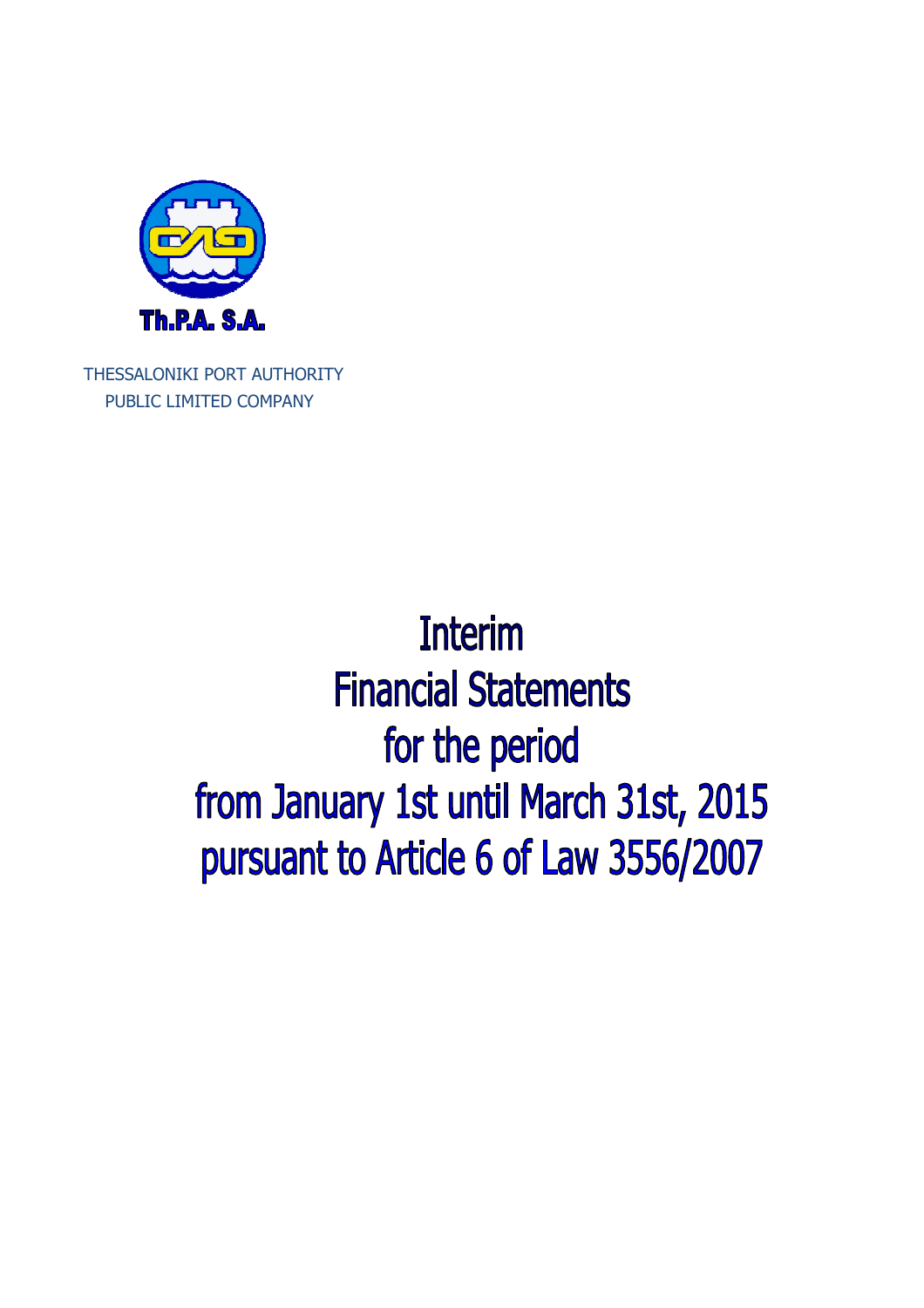Th.P.A. S.A.

THESSALONIKI PORT AUTHORITY
PUBLIC LIMITED COMPANY

# Interim Financial Statements for the period from January 1st until March 31st, 2015 pursuant to Article 6 of Law 3556/2007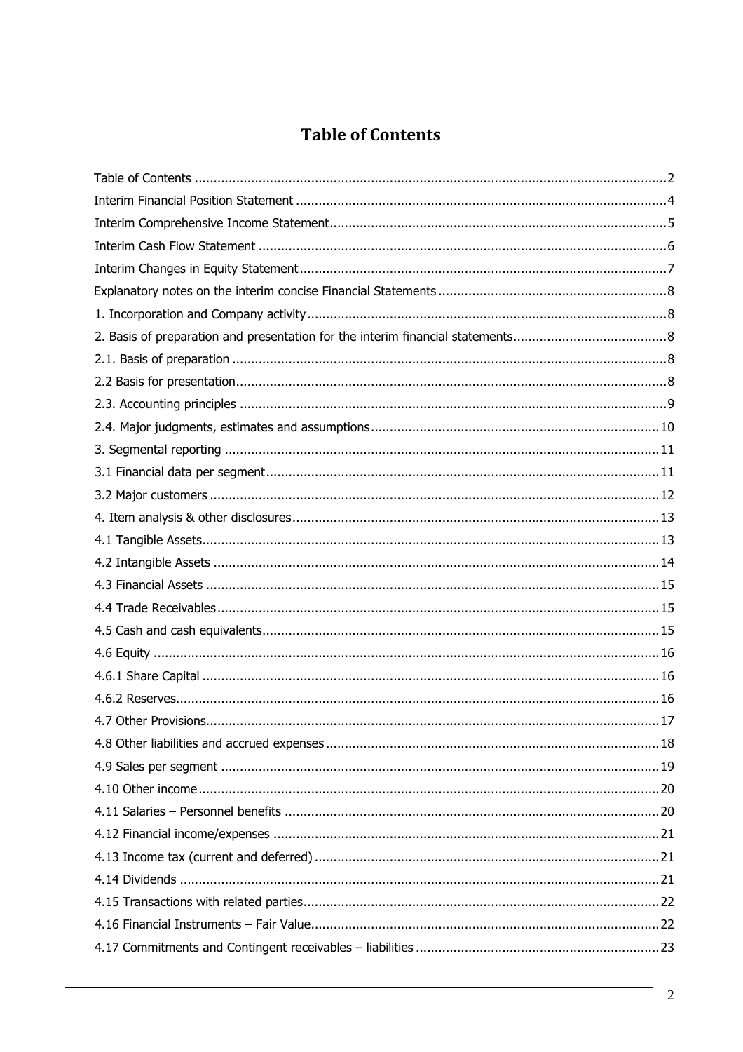# Table of Contents

Table of Contents ....... 2
Interim Financial Position Statement ....... 4
Interim Comprehensive Income Statement ....... 5
Interim Cash Flow Statement ....... 6
Interim Changes in Equity Statement ....... 7
Explanatory notes on the interim concise Financial Statements ....... 8
1. Incorporation and Company activity ....... 8
2. Basis of preparation and presentation for the interim financial statements ....... 8
2.1. Basis of preparation ....... 8
2.2 Basis for presentation ....... 8
2.3. Accounting principles ....... 9
2.4. Major judgments, estimates and assumptions ....... 10
3. Segmental reporting ....... 11
3.1 Financial data per segment ....... 11
3.2 Major customers ....... 12
4. Item analysis & other disclosures ....... 13
4.1 Tangible Assets ....... 13
4.2 Intangible Assets ....... 14
4.3 Financial Assets ....... 15
4.4 Trade Receivables ....... 15
4.5 Cash and cash equivalents ....... 15
4.6 Equity ....... 16
4.6.1 Share Capital ....... 16
4.6.2 Reserves ....... 16
4.7 Other Provisions ....... 17
4.8 Other liabilities and accrued expenses ....... 18
4.9 Sales per segment ....... 19
4.10 Other income ....... 20
4.11 Salaries – Personnel benefits ....... 20
4.12 Financial income/expenses ....... 21
4.13 Income tax (current and deferred) ....... 21
4.14 Dividends ....... 21
4.15 Transactions with related parties ....... 22
4.16 Financial Instruments – Fair Value ....... 22
4.17 Commitments and Contingent receivables – liabilities ....... 23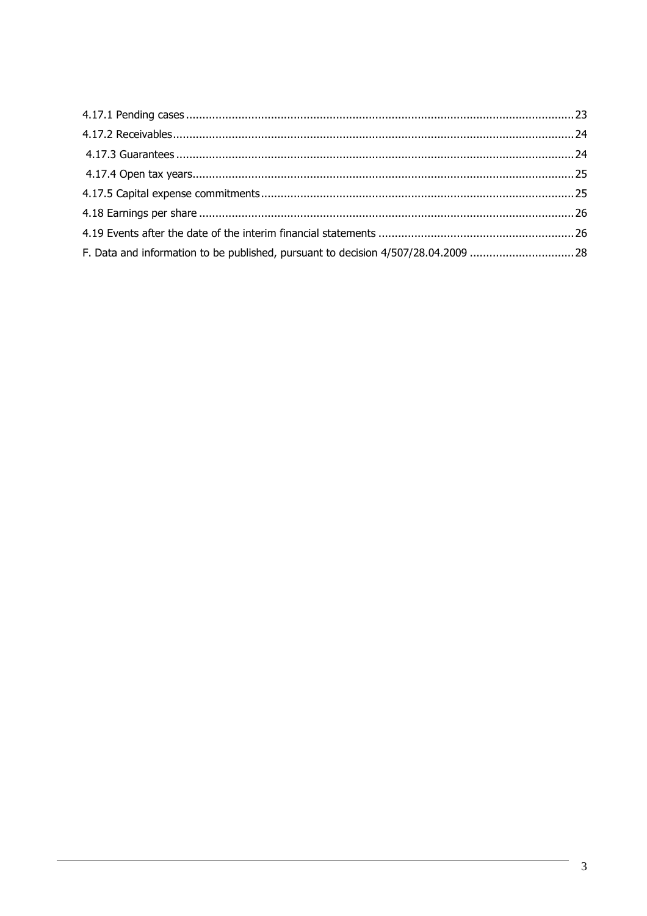4.17.1 Pending cases ..... 23

4.17.2 Receivables ..... 24

4.17.3 Guarantees ..... 24

4.17.4 Open tax years ..... 25

4.17.5 Capital expense commitments ..... 25

4.18 Earnings per share ..... 26

4.19 Events after the date of the interim financial statements ..... 26

F. Data and information to be published, pursuant to decision 4/507/28.04.2009 ..... 28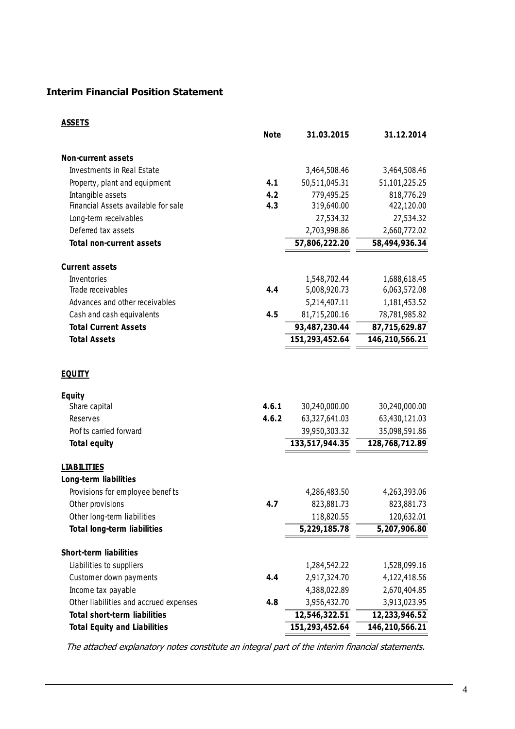## Interim Financial Position Statement

| ASSETS | Note | 31.03.2015 | 31.12.2014 |
|---|---|---|---|
| **Non-current assets** | | | |
| Investments in Real Estate | | 3,464,508.46 | 3,464,508.46 |
| Property, plant and equipment | **4.1** | 50,511,045.31 | 51,101,225.25 |
| Intangible assets | **4.2** | 779,495.25 | 818,776.29 |
| Financial Assets available for sale | **4.3** | 319,640.00 | 422,120.00 |
| Long-term receivables | | 27,534.32 | 27,534.32 |
| Deferred tax assets | | 2,703,998.86 | 2,660,772.02 |
| **Total non-current assets** | | **57,806,222.20** | **58,494,936.34** |
| **Current assets** | | | |
| Inventories | | 1,548,702.44 | 1,688,618.45 |
| Trade receivables | **4.4** | 5,008,920.73 | 6,063,572.08 |
| Advances and other receivables | | 5,214,407.11 | 1,181,453.52 |
| Cash and cash equivalents | **4.5** | 81,715,200.16 | 78,781,985.82 |
| **Total Current Assets** | | **93,487,230.44** | **87,715,629.87** |
| **Total Assets** | | **151,293,452.64** | **146,210,566.21** |
| **EQUITY** | | | |
| **Equity** | | | |
| Share capital | **4.6.1** | 30,240,000.00 | 30,240,000.00 |
| Reserves | **4.6.2** | 63,327,641.03 | 63,430,121.03 |
| Profits carried forward | | 39,950,303.32 | 35,098,591.86 |
| **Total equity** | | **133,517,944.35** | **128,768,712.89** |
| **LIABILITIES** | | | |
| **Long-term liabilities** | | | |
| Provisions for employee benefits | | 4,286,483.50 | 4,263,393.06 |
| Other provisions | **4.7** | 823,881.73 | 823,881.73 |
| Other long-term liabilities | | 118,820.55 | 120,632.01 |
| **Total long-term liabilities** | | **5,229,185.78** | **5,207,906.80** |
| **Short-term liabilities** | | | |
| Liabilities to suppliers | | 1,284,542.22 | 1,528,099.16 |
| Customer down payments | **4.4** | 2,917,324.70 | 4,122,418.56 |
| Income tax payable | | 4,388,022.89 | 2,670,404.85 |
| Other liabilities and accrued expenses | **4.8** | 3,956,432.70 | 3,913,023.95 |
| **Total short-term liabilities** | | **12,546,322.51** | **12,233,946.52** |
| **Total Equity and Liabilities** | | **151,293,452.64** | **146,210,566.21** |

*The attached explanatory notes constitute an integral part of the interim financial statements.*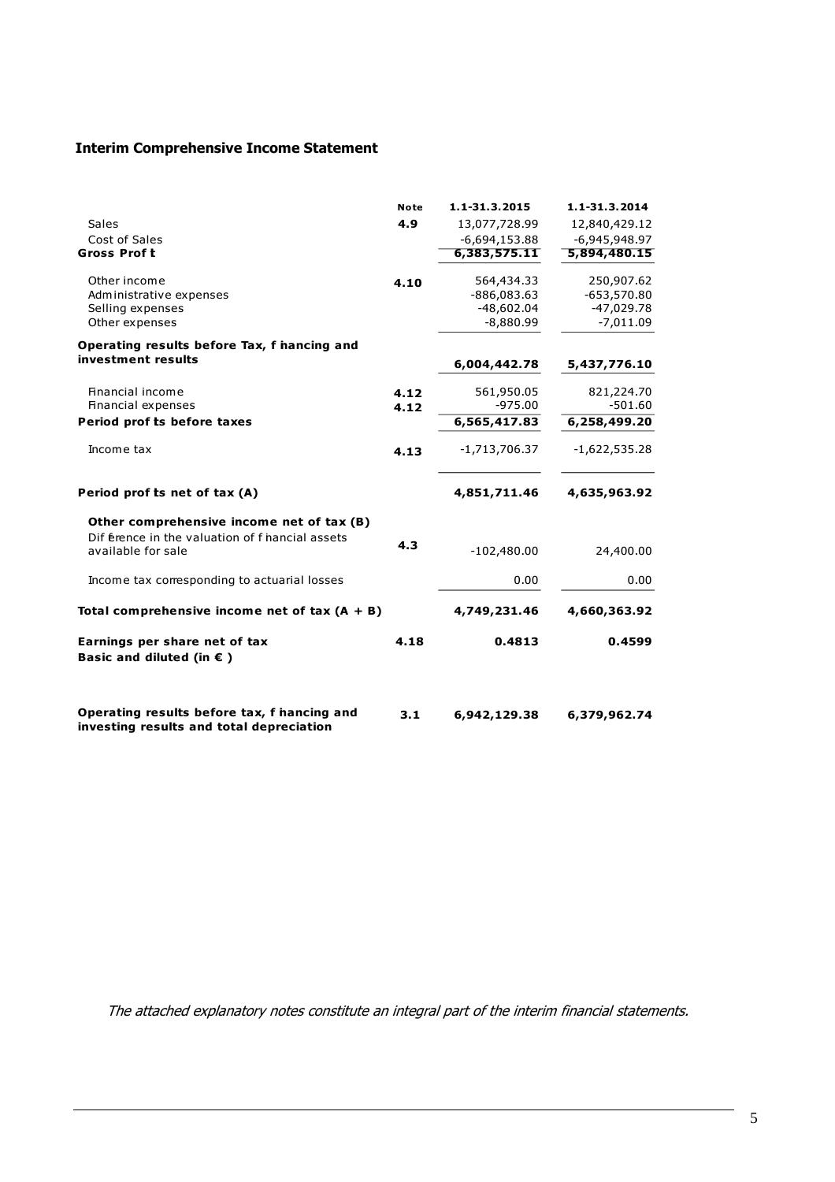## Interim Comprehensive Income Statement

| | Note | 1.1-31.3.2015 | 1.1-31.3.2014 |
|---|---|---|---|
| Sales | 4.9 | 13,077,728.99 | 12,840,429.12 |
| Cost of Sales | | -6,694,153.88 | -6,945,948.97 |
| **Gross Profit** | | **6,383,575.11** | **5,894,480.15** |
| Other income | 4.10 | 564,434.33 | 250,907.62 |
| Administrative expenses | | -886,083.63 | -653,570.80 |
| Selling expenses | | -48,602.04 | -47,029.78 |
| Other expenses | | -8,880.99 | -7,011.09 |
| **Operating results before Tax, financing and investment results** | | **6,004,442.78** | **5,437,776.10** |
| Financial income | 4.12 | 561,950.05 | 821,224.70 |
| Financial expenses | 4.12 | -975.00 | -501.60 |
| **Period profits before taxes** | | **6,565,417.83** | **6,258,499.20** |
| Income tax | 4.13 | -1,713,706.37 | -1,622,535.28 |
| **Period profits net of tax (A)** | | **4,851,711.46** | **4,635,963.92** |
| **Other comprehensive income net of tax (B)** | | | |
| Difference in the valuation of financial assets available for sale | 4.3 | -102,480.00 | 24,400.00 |
| Income tax corresponding to actuarial losses | | 0.00 | 0.00 |
| **Total comprehensive income net of tax (A + B)** | | **4,749,231.46** | **4,660,363.92** |
| **Earnings per share net of tax Basic and diluted (in € )** | **4.18** | **0.4813** | **0.4599** |
| **Operating results before tax, financing and investing results and total depreciation** | **3.1** | **6,942,129.38** | **6,379,962.74** |

*The attached explanatory notes constitute an integral part of the interim financial statements.*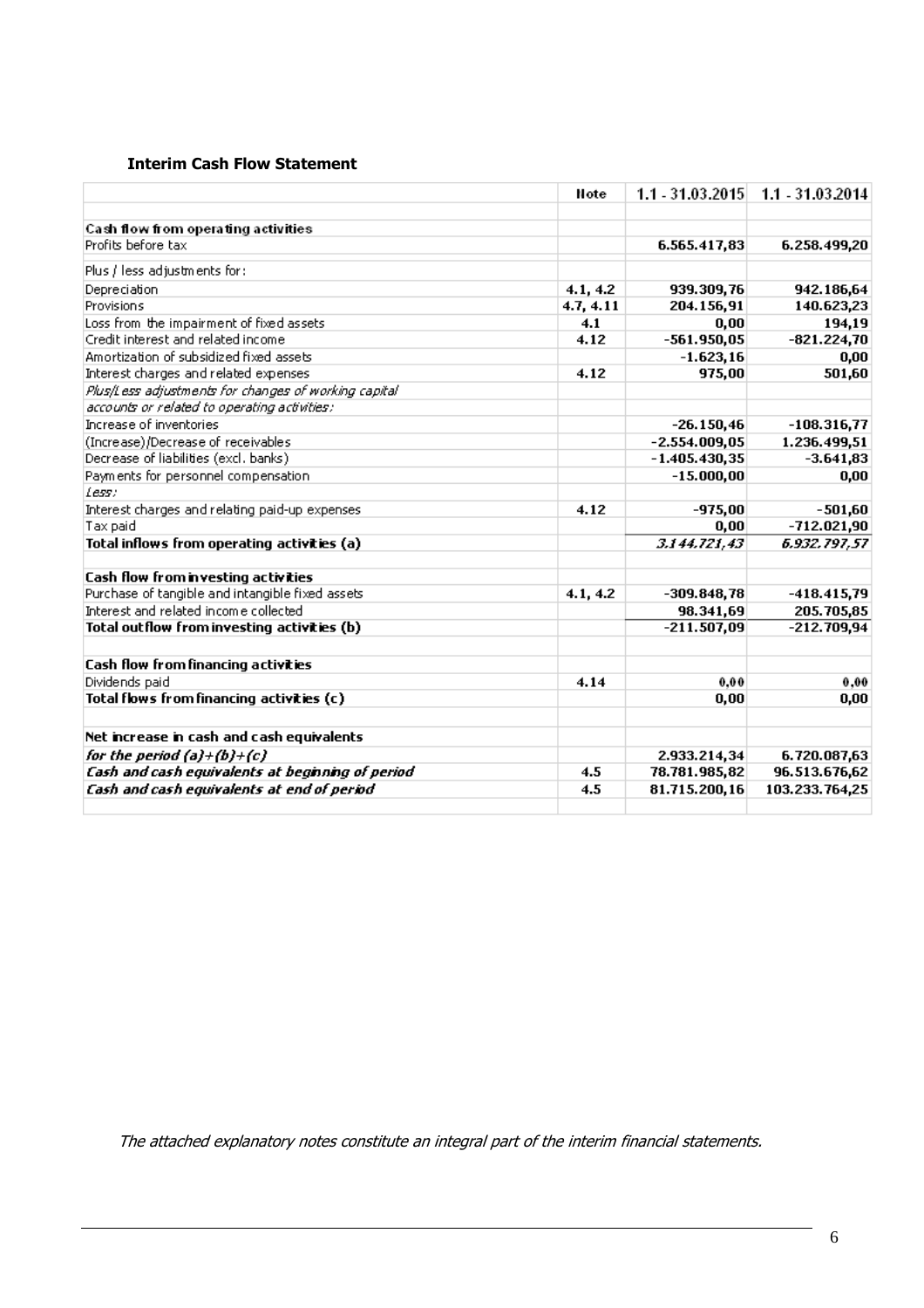**Interim Cash Flow Statement**

| | Note | 1.1 - 31.03.2015 | 1.1 - 31.03.2014 |
|---|---|---|---|
| **Cash flow from operating activities** | | | |
| Profits before tax | | **6.565.417,83** | **6.258.499,20** |
| Plus / less adjustments for: | | | |
| Depreciation | **4.1, 4.2** | **939.309,76** | **942.186,64** |
| Provisions | **4.7, 4.11** | **204.156,91** | **140.623,23** |
| Loss from the impairment of fixed assets | **4.1** | **0,00** | **194,19** |
| Credit interest and related income | **4.12** | **-561.950,05** | **-821.224,70** |
| Amortization of subsidized fixed assets | | **-1.623,16** | **0,00** |
| Interest charges and related expenses | **4.12** | **975,00** | **501,60** |
| *Plus/Less adjustments for changes of working capital* | | | |
| *accounts or related to operating activities:* | | | |
| Increase of inventories | | **-26.150,46** | **-108.316,77** |
| (Increase)/Decrease of receivables | | **-2.554.009,05** | **1.236.499,51** |
| Decrease of liabilities (excl. banks) | | **-1.405.430,35** | **-3.641,83** |
| Payments for personnel compensation | | **-15.000,00** | **0,00** |
| *Less:* | | | |
| Interest charges and relating paid-up expenses | **4.12** | **-975,00** | **-501,60** |
| Tax paid | | **0,00** | **-712.021,90** |
| **Total inflows from operating activities (a)** | | ***3.144.721,43*** | ***6.932.797,57*** |
| **Cash flow from investing activities** | | | |
| Purchase of tangible and intangible fixed assets | **4.1, 4.2** | **-309.848,78** | **-418.415,79** |
| Interest and related income collected | | **98.341,69** | **205.705,85** |
| **Total outflow from investing activities (b)** | | **-211.507,09** | **-212.709,94** |
| **Cash flow from financing activities** | | | |
| Dividends paid | **4.14** | **0,00** | **0,00** |
| **Total flows from financing activities (c)** | | **0,00** | **0,00** |
| **Net increase in cash and cash equivalents** | | | |
| ***for the period (a)+(b)+(c)*** | | **2.933.214,34** | **6.720.087,63** |
| ***Cash and cash equivalents at beginning of period*** | **4.5** | **78.781.985,82** | **96.513.676,62** |
| ***Cash and cash equivalents at end of period*** | **4.5** | **81.715.200,16** | **103.233.764,25** |

*The attached explanatory notes constitute an integral part of the interim financial statements.*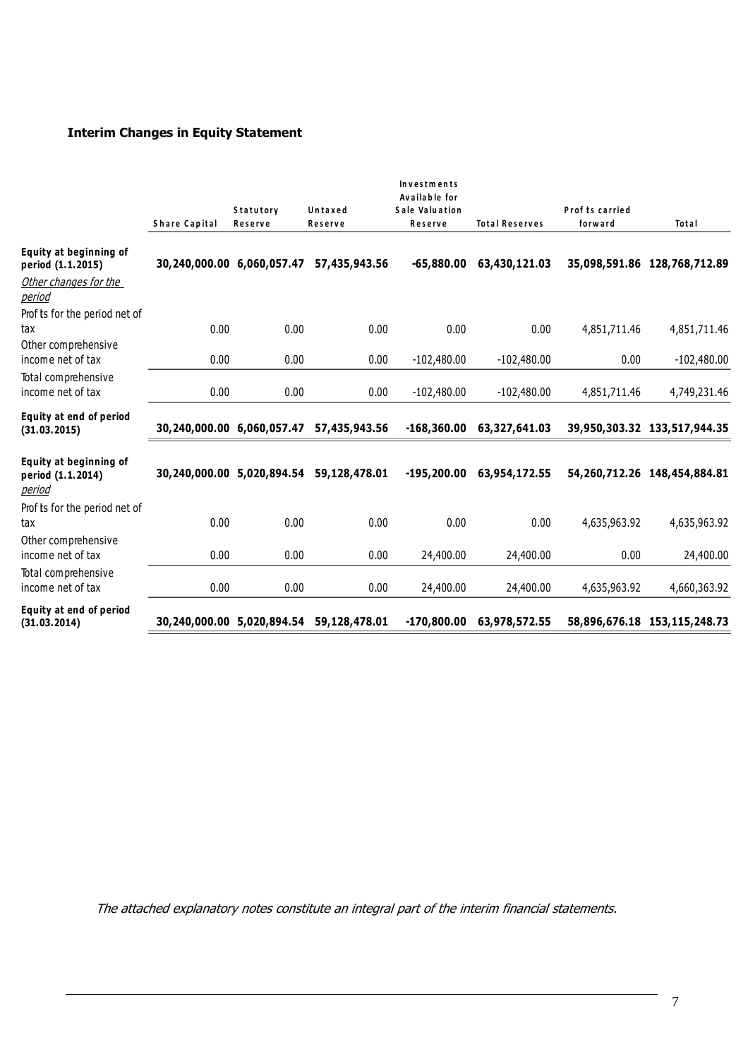## Interim Changes in Equity Statement

| | Share Capital | Statutory Reserve | Untaxed Reserve | Investments Available for Sale Valuation Reserve | Total Reserves | Profits carried forward | Total |
|---|---|---|---|---|---|---|---|
| **Equity at beginning of period (1.1.2015)** | **30,240,000.00** | **6,060,057.47** | **57,435,943.56** | **-65,880.00** | **63,430,121.03** | **35,098,591.86** | **128,768,712.89** |
| *Other changes for the period* | | | | | | | |
| Profits for the period net of tax | 0.00 | 0.00 | 0.00 | 0.00 | 0.00 | 4,851,711.46 | 4,851,711.46 |
| Other comprehensive income net of tax | 0.00 | 0.00 | 0.00 | -102,480.00 | -102,480.00 | 0.00 | -102,480.00 |
| Total comprehensive income net of tax | 0.00 | 0.00 | 0.00 | -102,480.00 | -102,480.00 | 4,851,711.46 | 4,749,231.46 |
| **Equity at end of period (31.03.2015)** | **30,240,000.00** | **6,060,057.47** | **57,435,943.56** | **-168,360.00** | **63,327,641.03** | **39,950,303.32** | **133,517,944.35** |
| **Equity at beginning of period (1.1.2014)** *period* | **30,240,000.00** | **5,020,894.54** | **59,128,478.01** | **-195,200.00** | **63,954,172.55** | **54,260,712.26** | **148,454,884.81** |
| Profits for the period net of tax | 0.00 | 0.00 | 0.00 | 0.00 | 0.00 | 4,635,963.92 | 4,635,963.92 |
| Other comprehensive income net of tax | 0.00 | 0.00 | 0.00 | 24,400.00 | 24,400.00 | 0.00 | 24,400.00 |
| Total comprehensive income net of tax | 0.00 | 0.00 | 0.00 | 24,400.00 | 24,400.00 | 4,635,963.92 | 4,660,363.92 |
| **Equity at end of period (31.03.2014)** | **30,240,000.00** | **5,020,894.54** | **59,128,478.01** | **-170,800.00** | **63,978,572.55** | **58,896,676.18** | **153,115,248.73** |

*The attached explanatory notes constitute an integral part of the interim financial statements.*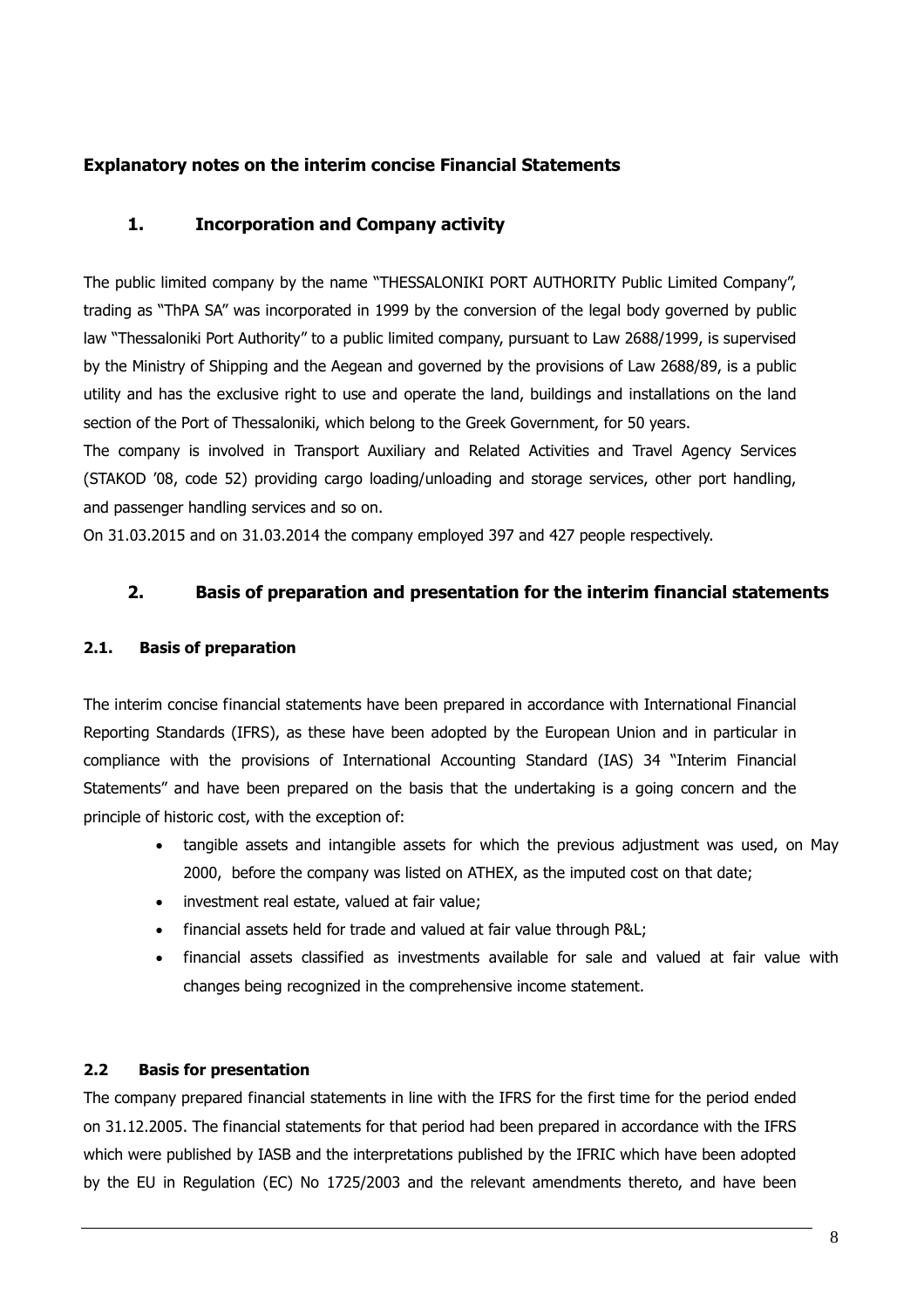## Explanatory notes on the interim concise Financial Statements

### 1. Incorporation and Company activity

The public limited company by the name "THESSALONIKI PORT AUTHORITY Public Limited Company", trading as "ThPA SA" was incorporated in 1999 by the conversion of the legal body governed by public law "Thessaloniki Port Authority" to a public limited company, pursuant to Law 2688/1999, is supervised by the Ministry of Shipping and the Aegean and governed by the provisions of Law 2688/89, is a public utility and has the exclusive right to use and operate the land, buildings and installations on the land section of the Port of Thessaloniki, which belong to the Greek Government, for 50 years.

The company is involved in Transport Auxiliary and Related Activities and Travel Agency Services (STAKOD '08, code 52) providing cargo loading/unloading and storage services, other port handling, and passenger handling services and so on.

On 31.03.2015 and on 31.03.2014 the company employed 397 and 427 people respectively.

### 2. Basis of preparation and presentation for the interim financial statements

#### 2.1. Basis of preparation

The interim concise financial statements have been prepared in accordance with International Financial Reporting Standards (IFRS), as these have been adopted by the European Union and in particular in compliance with the provisions of International Accounting Standard (IAS) 34 "Interim Financial Statements" and have been prepared on the basis that the undertaking is a going concern and the principle of historic cost, with the exception of:

- tangible assets and intangible assets for which the previous adjustment was used, on May 2000, before the company was listed on ATHEX, as the imputed cost on that date;
- investment real estate, valued at fair value;
- financial assets held for trade and valued at fair value through P&L;
- financial assets classified as investments available for sale and valued at fair value with changes being recognized in the comprehensive income statement.

#### 2.2 Basis for presentation

The company prepared financial statements in line with the IFRS for the first time for the period ended on 31.12.2005. The financial statements for that period had been prepared in accordance with the IFRS which were published by IASB and the interpretations published by the IFRIC which have been adopted by the EU in Regulation (EC) No 1725/2003 and the relevant amendments thereto, and have been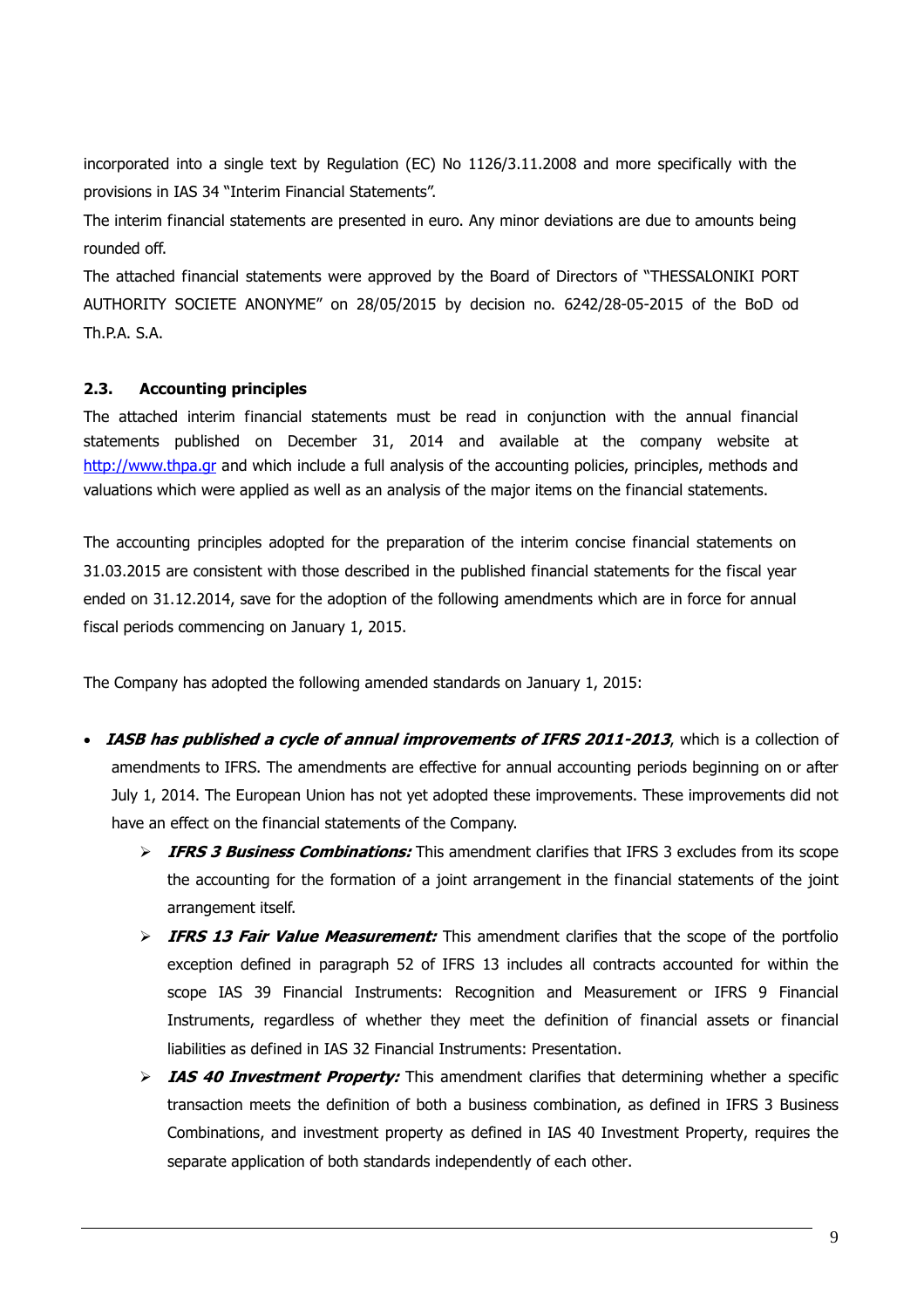incorporated into a single text by Regulation (EC) No 1126/3.11.2008 and more specifically with the provisions in IAS 34 "Interim Financial Statements".

The interim financial statements are presented in euro. Any minor deviations are due to amounts being rounded off.

The attached financial statements were approved by the Board of Directors of "THESSALONIKI PORT AUTHORITY SOCIETE ANONYME" on 28/05/2015 by decision no. 6242/28-05-2015 of the BoD od Th.P.A. S.A.

### 2.3. Accounting principles

The attached interim financial statements must be read in conjunction with the annual financial statements published on December 31, 2014 and available at the company website at [http://www.thpa.gr](http://www.thpa.gr) and which include a full analysis of the accounting policies, principles, methods and valuations which were applied as well as an analysis of the major items on the financial statements.

The accounting principles adopted for the preparation of the interim concise financial statements on 31.03.2015 are consistent with those described in the published financial statements for the fiscal year ended on 31.12.2014, save for the adoption of the following amendments which are in force for annual fiscal periods commencing on January 1, 2015.

The Company has adopted the following amended standards on January 1, 2015:

- ***IASB has published a cycle of annual improvements of IFRS 2011-2013***, which is a collection of amendments to IFRS. The amendments are effective for annual accounting periods beginning on or after July 1, 2014. The European Union has not yet adopted these improvements. These improvements did not have an effect on the financial statements of the Company.
  - ***IFRS 3 Business Combinations:*** This amendment clarifies that IFRS 3 excludes from its scope the accounting for the formation of a joint arrangement in the financial statements of the joint arrangement itself.
  - ***IFRS 13 Fair Value Measurement:*** This amendment clarifies that the scope of the portfolio exception defined in paragraph 52 of IFRS 13 includes all contracts accounted for within the scope IAS 39 Financial Instruments: Recognition and Measurement or IFRS 9 Financial Instruments, regardless of whether they meet the definition of financial assets or financial liabilities as defined in IAS 32 Financial Instruments: Presentation.
  - ***IAS 40 Investment Property:*** This amendment clarifies that determining whether a specific transaction meets the definition of both a business combination, as defined in IFRS 3 Business Combinations, and investment property as defined in IAS 40 Investment Property, requires the separate application of both standards independently of each other.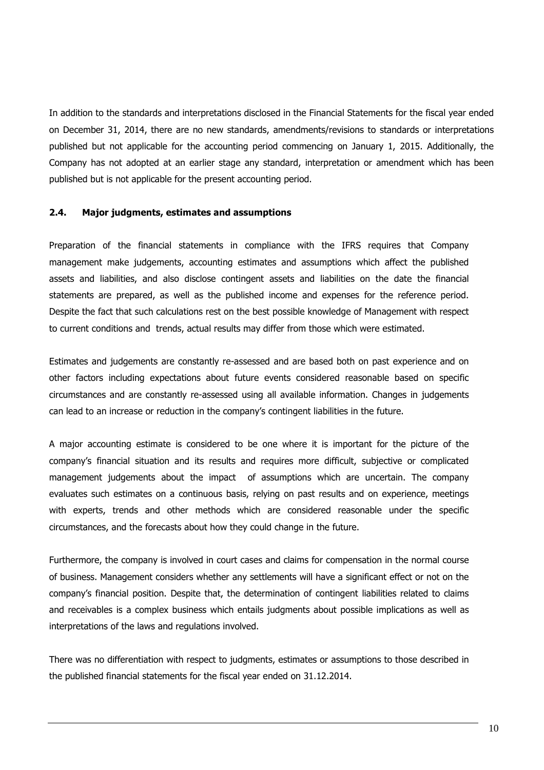In addition to the standards and interpretations disclosed in the Financial Statements for the fiscal year ended on December 31, 2014, there are no new standards, amendments/revisions to standards or interpretations published but not applicable for the accounting period commencing on January 1, 2015. Additionally, the Company has not adopted at an earlier stage any standard, interpretation or amendment which has been published but is not applicable for the present accounting period.

### 2.4. Major judgments, estimates and assumptions

Preparation of the financial statements in compliance with the IFRS requires that Company management make judgements, accounting estimates and assumptions which affect the published assets and liabilities, and also disclose contingent assets and liabilities on the date the financial statements are prepared, as well as the published income and expenses for the reference period. Despite the fact that such calculations rest on the best possible knowledge of Management with respect to current conditions and trends, actual results may differ from those which were estimated.

Estimates and judgements are constantly re-assessed and are based both on past experience and on other factors including expectations about future events considered reasonable based on specific circumstances and are constantly re-assessed using all available information. Changes in judgements can lead to an increase or reduction in the company's contingent liabilities in the future.

A major accounting estimate is considered to be one where it is important for the picture of the company's financial situation and its results and requires more difficult, subjective or complicated management judgements about the impact of assumptions which are uncertain. The company evaluates such estimates on a continuous basis, relying on past results and on experience, meetings with experts, trends and other methods which are considered reasonable under the specific circumstances, and the forecasts about how they could change in the future.

Furthermore, the company is involved in court cases and claims for compensation in the normal course of business. Management considers whether any settlements will have a significant effect or not on the company's financial position. Despite that, the determination of contingent liabilities related to claims and receivables is a complex business which entails judgments about possible implications as well as interpretations of the laws and regulations involved.

There was no differentiation with respect to judgments, estimates or assumptions to those described in the published financial statements for the fiscal year ended on 31.12.2014.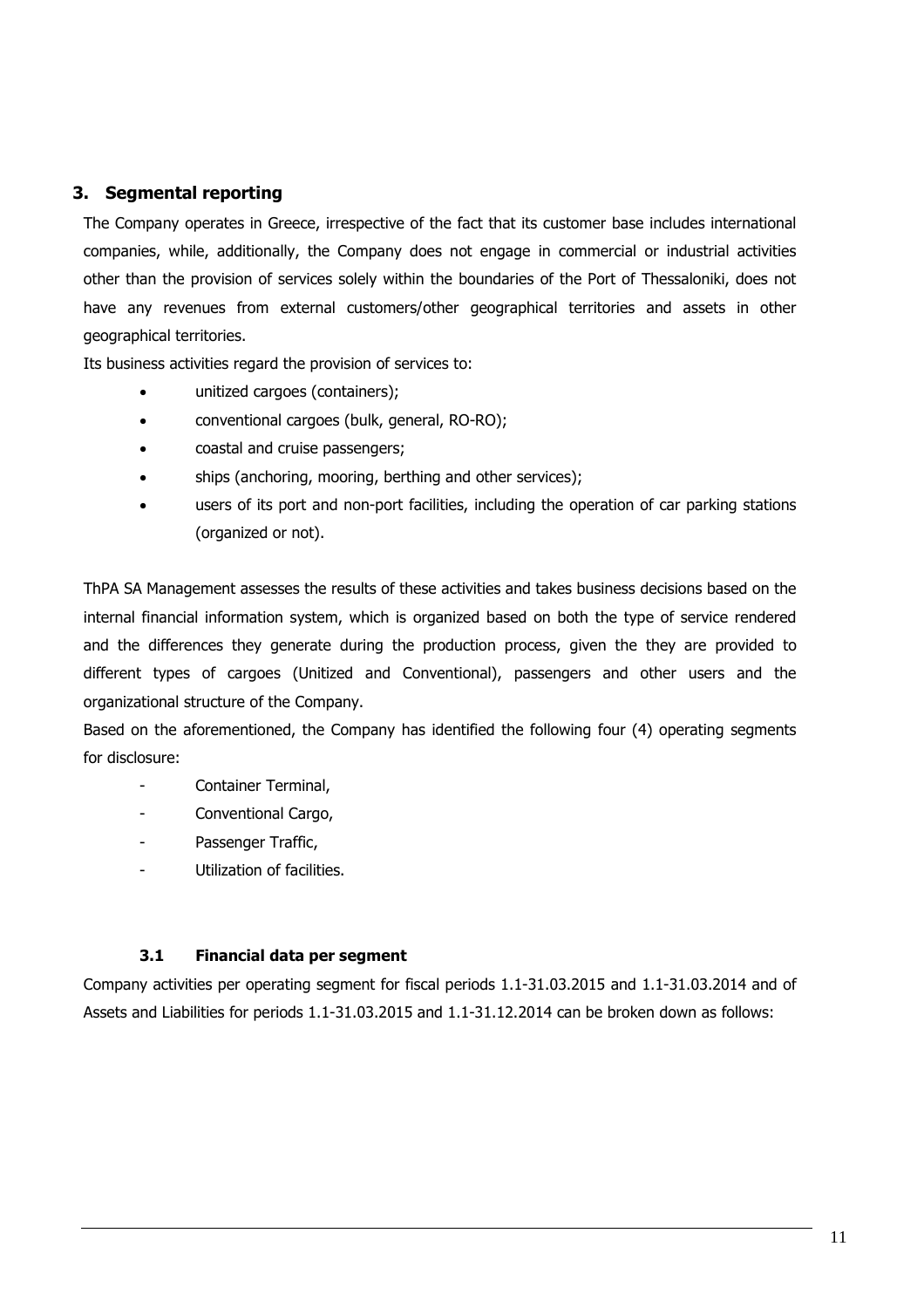## 3. Segmental reporting

The Company operates in Greece, irrespective of the fact that its customer base includes international companies, while, additionally, the Company does not engage in commercial or industrial activities other than the provision of services solely within the boundaries of the Port of Thessaloniki, does not have any revenues from external customers/other geographical territories and assets in other geographical territories.

Its business activities regard the provision of services to:

- unitized cargoes (containers);
- conventional cargoes (bulk, general, RO-RO);
- coastal and cruise passengers;
- ships (anchoring, mooring, berthing and other services);
- users of its port and non-port facilities, including the operation of car parking stations (organized or not).

ThPA SA Management assesses the results of these activities and takes business decisions based on the internal financial information system, which is organized based on both the type of service rendered and the differences they generate during the production process, given the they are provided to different types of cargoes (Unitized and Conventional), passengers and other users and the organizational structure of the Company.

Based on the aforementioned, the Company has identified the following four (4) operating segments for disclosure:

- Container Terminal,
- Conventional Cargo,
- Passenger Traffic,
- Utilization of facilities.

### 3.1 Financial data per segment

Company activities per operating segment for fiscal periods 1.1-31.03.2015 and 1.1-31.03.2014 and of Assets and Liabilities for periods 1.1-31.03.2015 and 1.1-31.12.2014 can be broken down as follows: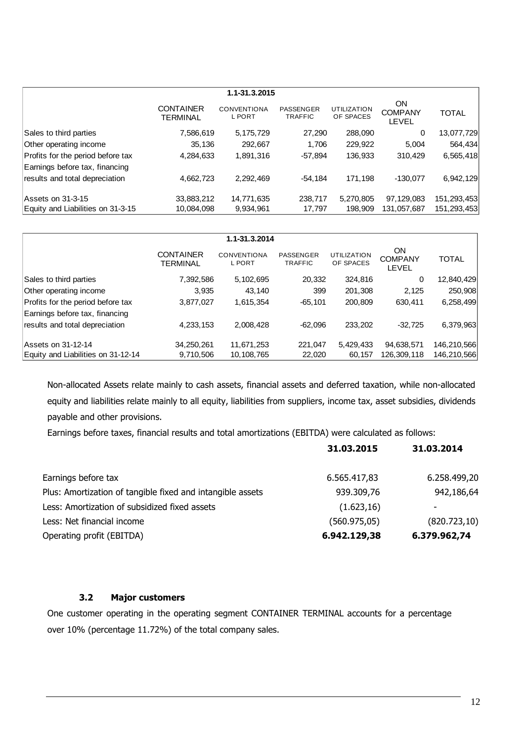| 1.1-31.3.2015 | | | | | | |
|---|---|---|---|---|---|---|
| | CONTAINER TERMINAL | CONVENTIONAL PORT | PASSENGER TRAFFIC | UTILIZATION OF SPACES | ON COMPANY LEVEL | TOTAL |
| Sales to third parties | 7,586,619 | 5,175,729 | 27,290 | 288,090 | 0 | 13,077,729 |
| Other operating income | 35,136 | 292,667 | 1,706 | 229,922 | 5,004 | 564,434 |
| Profits for the period before tax | 4,284,633 | 1,891,316 | -57,894 | 136,933 | 310,429 | 6,565,418 |
| Earnings before tax, financing results and total depreciation | 4,662,723 | 2,292,469 | -54,184 | 171,198 | -130,077 | 6,942,129 |
| Assets on 31-3-15 | 33,883,212 | 14,771,635 | 238,717 | 5,270,805 | 97,129,083 | 151,293,453 |
| Equity and Liabilities on 31-3-15 | 10,084,098 | 9,934,961 | 17,797 | 198,909 | 131,057,687 | 151,293,453 |

| 1.1-31.3.2014 | | | | | | |
|---|---|---|---|---|---|---|
| | CONTAINER TERMINAL | CONVENTIONAL PORT | PASSENGER TRAFFIC | UTILIZATION OF SPACES | ON COMPANY LEVEL | TOTAL |
| Sales to third parties | 7,392,586 | 5,102,695 | 20,332 | 324,816 | 0 | 12,840,429 |
| Other operating income | 3,935 | 43,140 | 399 | 201,308 | 2,125 | 250,908 |
| Profits for the period before tax | 3,877,027 | 1,615,354 | -65,101 | 200,809 | 630,411 | 6,258,499 |
| Earnings before tax, financing results and total depreciation | 4,233,153 | 2,008,428 | -62,096 | 233,202 | -32,725 | 6,379,963 |
| Assets on 31-12-14 | 34,250,261 | 11,671,253 | 221,047 | 5,429,433 | 94,638,571 | 146,210,566 |
| Equity and Liabilities on 31-12-14 | 9,710,506 | 10,108,765 | 22,020 | 60,157 | 126,309,118 | 146,210,566 |

Non-allocated Assets relate mainly to cash assets, financial assets and deferred taxation, while non-allocated equity and liabilities relate mainly to all equity, liabilities from suppliers, income tax, asset subsidies, dividends payable and other provisions.

Earnings before taxes, financial results and total amortizations (EBITDA) were calculated as follows:

| | **31.03.2015** | **31.03.2014** |
|---|---|---|
| Earnings before tax | 6.565.417,83 | 6.258.499,20 |
| Plus: Amortization of tangible fixed and intangible assets | 939.309,76 | 942,186,64 |
| Less: Amortization of subsidized fixed assets | (1.623,16) | - |
| Less: Net financial income | (560.975,05) | (820.723,10) |
| Operating profit (EBITDA) | **6.942.129,38** | **6.379.962,74** |

### 3.2 Major customers

One customer operating in the operating segment CONTAINER TERMINAL accounts for a percentage over 10% (percentage 11.72%) of the total company sales.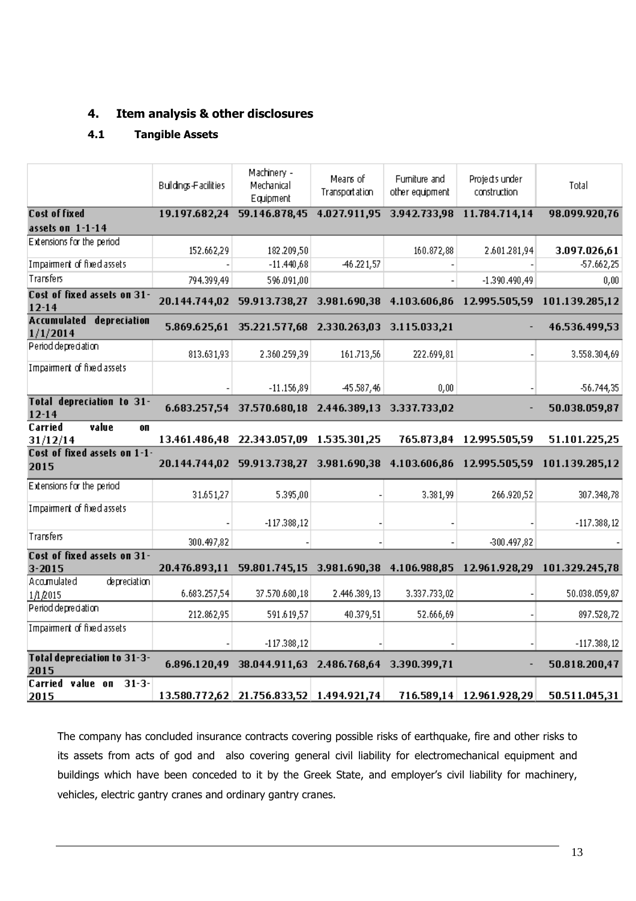## 4. Item analysis & other disclosures

### 4.1 Tangible Assets

| | Buildings-Facilities | Machinery - Mechanical Equipment | Means of Transportation | Furniture and other equipment | Projects under construction | Total |
|---|---|---|---|---|---|---|
| **Cost of fixed assets on 1-1-14** | **19.197.682,24** | **59.146.878,45** | **4.027.911,95** | **3.942.733,98** | **11.784.714,14** | **98.099.920,76** |
| Extensions for the period | 152.662,29 | 182.209,50 | | 160.872,88 | 2.601.281,94 | **3.097.026,61** |
| Impairment of fixed assets | - | -11.440,68 | -46.221,57 | - | - | -57.662,25 |
| Transfers | 794.399,49 | 596.091,00 | | - | -1.390.490,49 | 0,00 |
| **Cost of fixed assets on 31-12-14** | **20.144.744,02** | **59.913.738,27** | **3.981.690,38** | **4.103.606,86** | **12.995.505,59** | **101.139.285,12** |
| **Accumulated depreciation 1/1/2014** | **5.869.625,61** | **35.221.577,68** | **2.330.263,03** | **3.115.033,21** | - | **46.536.499,53** |
| Period depreciation | 813.631,93 | 2.360.259,39 | 161.713,56 | 222.699,81 | - | 3.558.304,69 |
| Impairment of fixed assets | - | -11.156,89 | -45.587,46 | 0,00 | - | -56.744,35 |
| **Total depreciation to 31-12-14** | **6.683.257,54** | **37.570.680,18** | **2.446.389,13** | **3.337.733,02** | - | **50.038.059,87** |
| **Carried value on 31/12/14** | **13.461.486,48** | **22.343.057,09** | **1.535.301,25** | **765.873,84** | **12.995.505,59** | **51.101.225,25** |
| **Cost of fixed assets on 1-1-2015** | **20.144.744,02** | **59.913.738,27** | **3.981.690,38** | **4.103.606,86** | **12.995.505,59** | **101.139.285,12** |
| Extensions for the period | 31.651,27 | 5.395,00 | - | 3.381,99 | 266.920,52 | 307.348,78 |
| Impairment of fixed assets | - | -117.388,12 | - | - | - | -117.388,12 |
| Transfers | 300.497,82 | - | - | - | -300.497,82 | - |
| **Cost of fixed assets on 31-3-2015** | **20.476.893,11** | **59.801.745,15** | **3.981.690,38** | **4.106.988,85** | **12.961.928,29** | **101.329.245,78** |
| Accumulated depreciation 1/1/2015 | 6.683.257,54 | 37.570.680,18 | 2.446.389,13 | 3.337.733,02 | - | 50.038.059,87 |
| Period depreciation | 212.862,95 | 591.619,57 | 40.379,51 | 52.666,69 | - | 897.528,72 |
| Impairment of fixed assets | - | -117.388,12 | - | - | - | -117.388,12 |
| **Total depreciation to 31-3-2015** | **6.896.120,49** | **38.044.911,63** | **2.486.768,64** | **3.390.399,71** | - | **50.818.200,47** |
| **Carried value on 31-3-2015** | **13.580.772,62** | **21.756.833,52** | **1.494.921,74** | **716.589,14** | **12.961.928,29** | **50.511.045,31** |

The company has concluded insurance contracts covering possible risks of earthquake, fire and other risks to its assets from acts of god and also covering general civil liability for electromechanical equipment and buildings which have been conceded to it by the Greek State, and employer's civil liability for machinery, vehicles, electric gantry cranes and ordinary gantry cranes.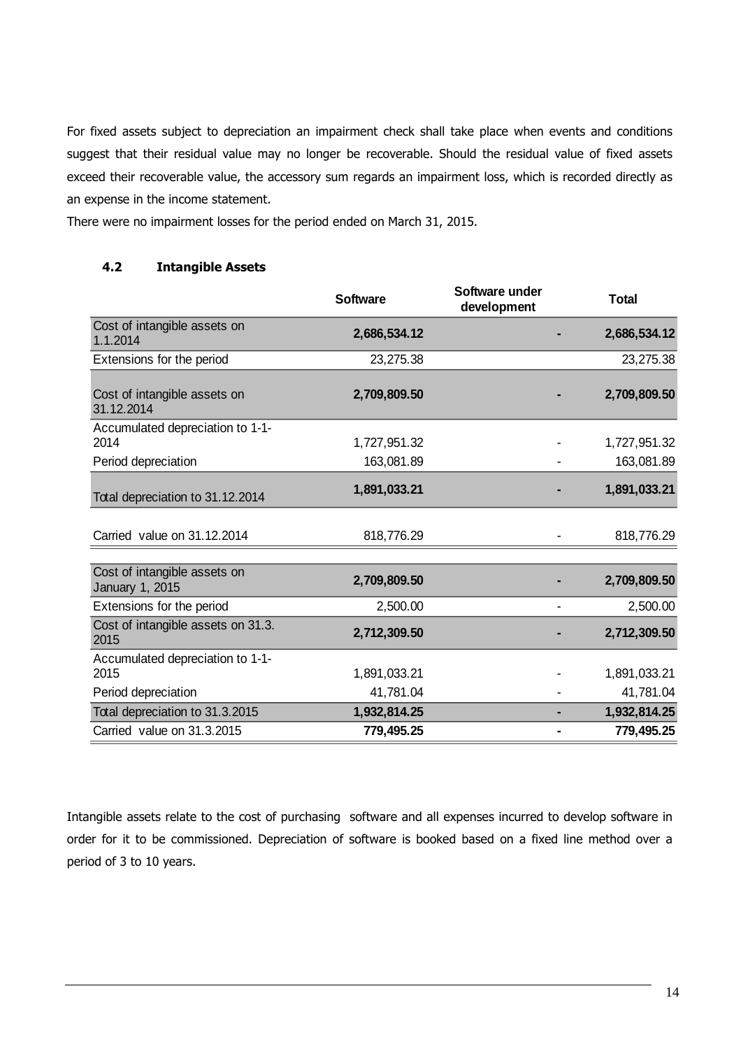For fixed assets subject to depreciation an impairment check shall take place when events and conditions suggest that their residual value may no longer be recoverable. Should the residual value of fixed assets exceed their recoverable value, the accessory sum regards an impairment loss, which is recorded directly as an expense in the income statement.

There were no impairment losses for the period ended on March 31, 2015.

### 4.2 Intangible Assets

| | Software | Software under development | Total |
|---|---|---|---|
| Cost of intangible assets on 1.1.2014 | **2,686,534.12** | **-** | **2,686,534.12** |
| Extensions for the period | 23,275.38 | | 23,275.38 |
| Cost of intangible assets on 31.12.2014 | **2,709,809.50** | **-** | **2,709,809.50** |
| Accumulated depreciation to 1-1-2014 | 1,727,951.32 | - | 1,727,951.32 |
| Period depreciation | 163,081.89 | - | 163,081.89 |
| Total depreciation to 31.12.2014 | **1,891,033.21** | **-** | **1,891,033.21** |
| Carried value on 31.12.2014 | 818,776.29 | - | 818,776.29 |
| Cost of intangible assets on January 1, 2015 | **2,709,809.50** | **-** | **2,709,809.50** |
| Extensions for the period | 2,500.00 | - | 2,500.00 |
| Cost of intangible assets on 31.3. 2015 | **2,712,309.50** | **-** | **2,712,309.50** |
| Accumulated depreciation to 1-1-2015 | 1,891,033.21 | - | 1,891,033.21 |
| Period depreciation | 41,781.04 | - | 41,781.04 |
| Total depreciation to 31.3.2015 | **1,932,814.25** | **-** | **1,932,814.25** |
| Carried value on 31.3.2015 | **779,495.25** | **-** | **779,495.25** |

Intangible assets relate to the cost of purchasing software and all expenses incurred to develop software in order for it to be commissioned. Depreciation of software is booked based on a fixed line method over a period of 3 to 10 years.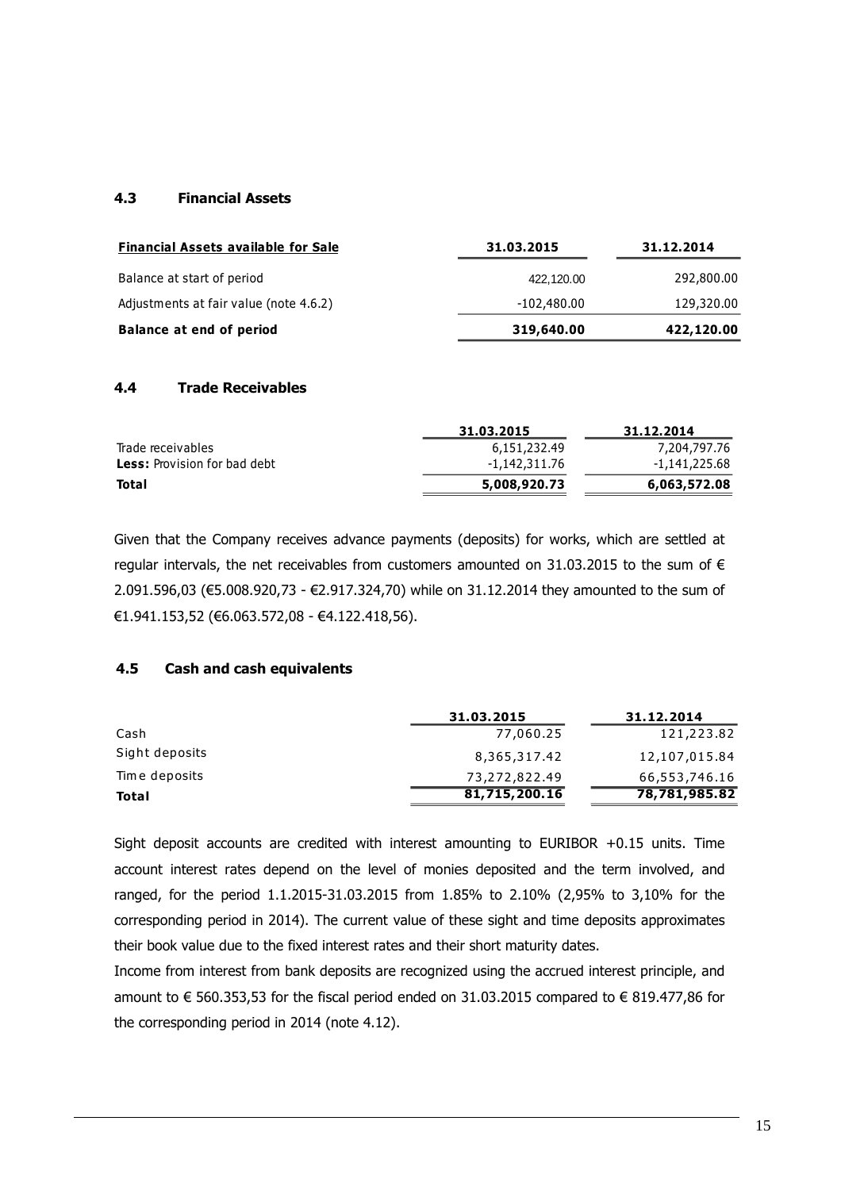### 4.3 Financial Assets

| Financial Assets available for Sale | 31.03.2015 | 31.12.2014 |
|---|---|---|
| Balance at start of period | 422,120.00 | 292,800.00 |
| Adjustments at fair value (note 4.6.2) | -102,480.00 | 129,320.00 |
| **Balance at end of period** | **319,640.00** | **422,120.00** |

### 4.4 Trade Receivables

| | 31.03.2015 | 31.12.2014 |
|---|---|---|
| Trade receivables | 6,151,232.49 | 7,204,797.76 |
| **Less:** Provision for bad debt | -1,142,311.76 | -1,141,225.68 |
| **Total** | **5,008,920.73** | **6,063,572.08** |

Given that the Company receives advance payments (deposits) for works, which are settled at regular intervals, the net receivables from customers amounted on 31.03.2015 to the sum of € 2.091.596,03 (€5.008.920,73 - €2.917.324,70) while on 31.12.2014 they amounted to the sum of €1.941.153,52 (€6.063.572,08 - €4.122.418,56).

### 4.5 Cash and cash equivalents

| | 31.03.2015 | 31.12.2014 |
|---|---|---|
| Cash | 77,060.25 | 121,223.82 |
| Sight deposits | 8,365,317.42 | 12,107,015.84 |
| Time deposits | 73,272,822.49 | 66,553,746.16 |
| **Total** | **81,715,200.16** | **78,781,985.82** |

Sight deposit accounts are credited with interest amounting to EURIBOR +0.15 units. Time account interest rates depend on the level of monies deposited and the term involved, and ranged, for the period 1.1.2015-31.03.2015 from 1.85% to 2.10% (2,95% to 3,10% for the corresponding period in 2014). The current value of these sight and time deposits approximates their book value due to the fixed interest rates and their short maturity dates.

Income from interest from bank deposits are recognized using the accrued interest principle, and amount to € 560.353,53 for the fiscal period ended on 31.03.2015 compared to € 819.477,86 for the corresponding period in 2014 (note 4.12).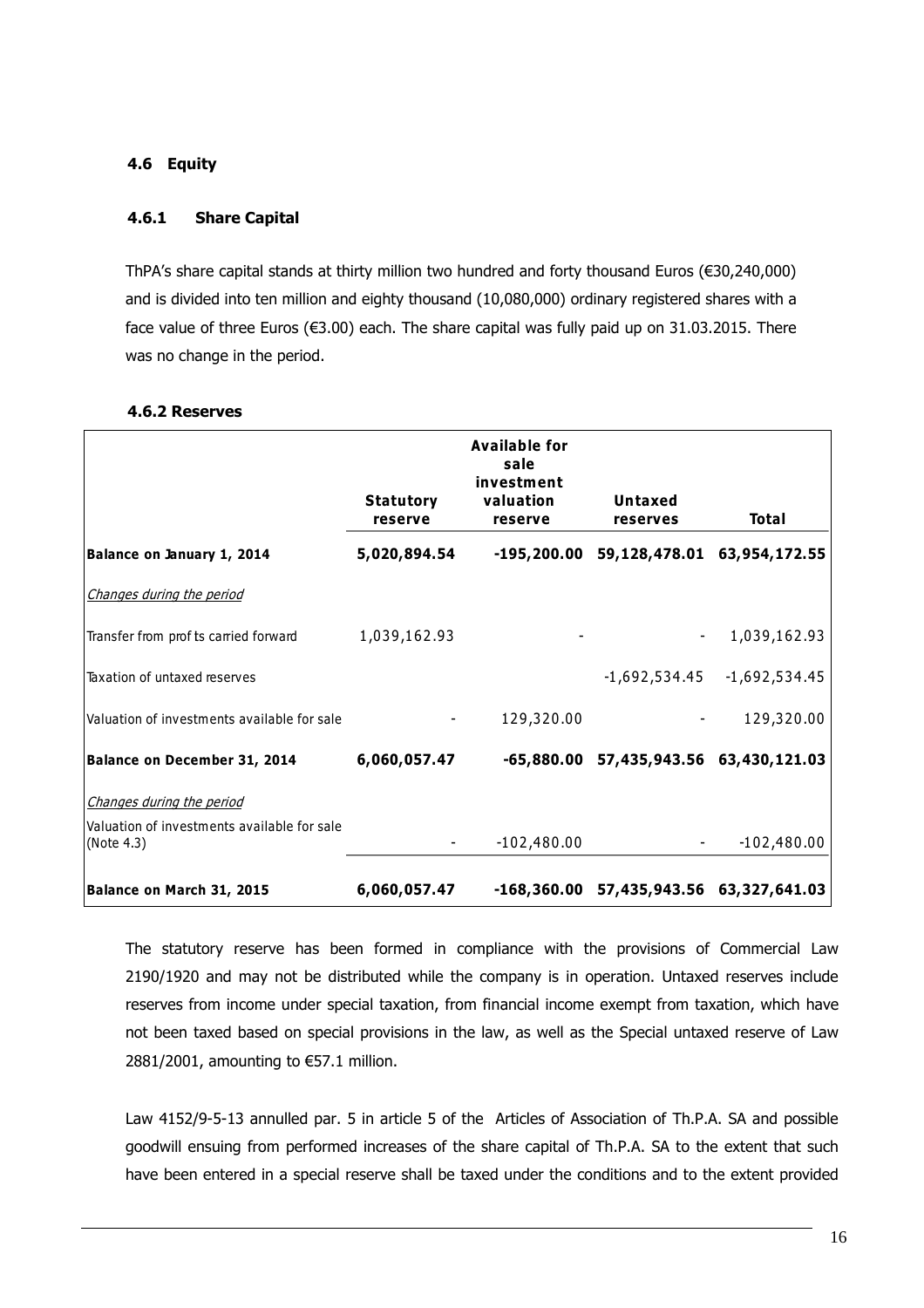### 4.6 Equity

#### 4.6.1 Share Capital

ThPA's share capital stands at thirty million two hundred and forty thousand Euros (€30,240,000) and is divided into ten million and eighty thousand (10,080,000) ordinary registered shares with a face value of three Euros (€3.00) each. The share capital was fully paid up on 31.03.2015. There was no change in the period.

#### 4.6.2 Reserves

| | Statutory reserve | Available for sale investment valuation reserve | Untaxed reserves | Total |
|---|---|---|---|---|
| **Balance on January 1, 2014** | **5,020,894.54** | **-195,200.00** | **59,128,478.01** | **63,954,172.55** |
| *Changes during the period* | | | | |
| Transfer from prof ts carried forward | 1,039,162.93 | - | - | 1,039,162.93 |
| Taxation of untaxed reserves | | | -1,692,534.45 | -1,692,534.45 |
| Valuation of investments available for sale | - | 129,320.00 | - | 129,320.00 |
| **Balance on December 31, 2014** | **6,060,057.47** | **-65,880.00** | **57,435,943.56** | **63,430,121.03** |
| *Changes during the period* | | | | |
| Valuation of investments available for sale (Note 4.3) | - | -102,480.00 | - | -102,480.00 |
| **Balance on March 31, 2015** | **6,060,057.47** | **-168,360.00** | **57,435,943.56** | **63,327,641.03** |

The statutory reserve has been formed in compliance with the provisions of Commercial Law 2190/1920 and may not be distributed while the company is in operation. Untaxed reserves include reserves from income under special taxation, from financial income exempt from taxation, which have not been taxed based on special provisions in the law, as well as the Special untaxed reserve of Law 2881/2001, amounting to €57.1 million.

Law 4152/9-5-13 annulled par. 5 in article 5 of the Articles of Association of Th.P.A. SA and possible goodwill ensuing from performed increases of the share capital of Th.P.A. SA to the extent that such have been entered in a special reserve shall be taxed under the conditions and to the extent provided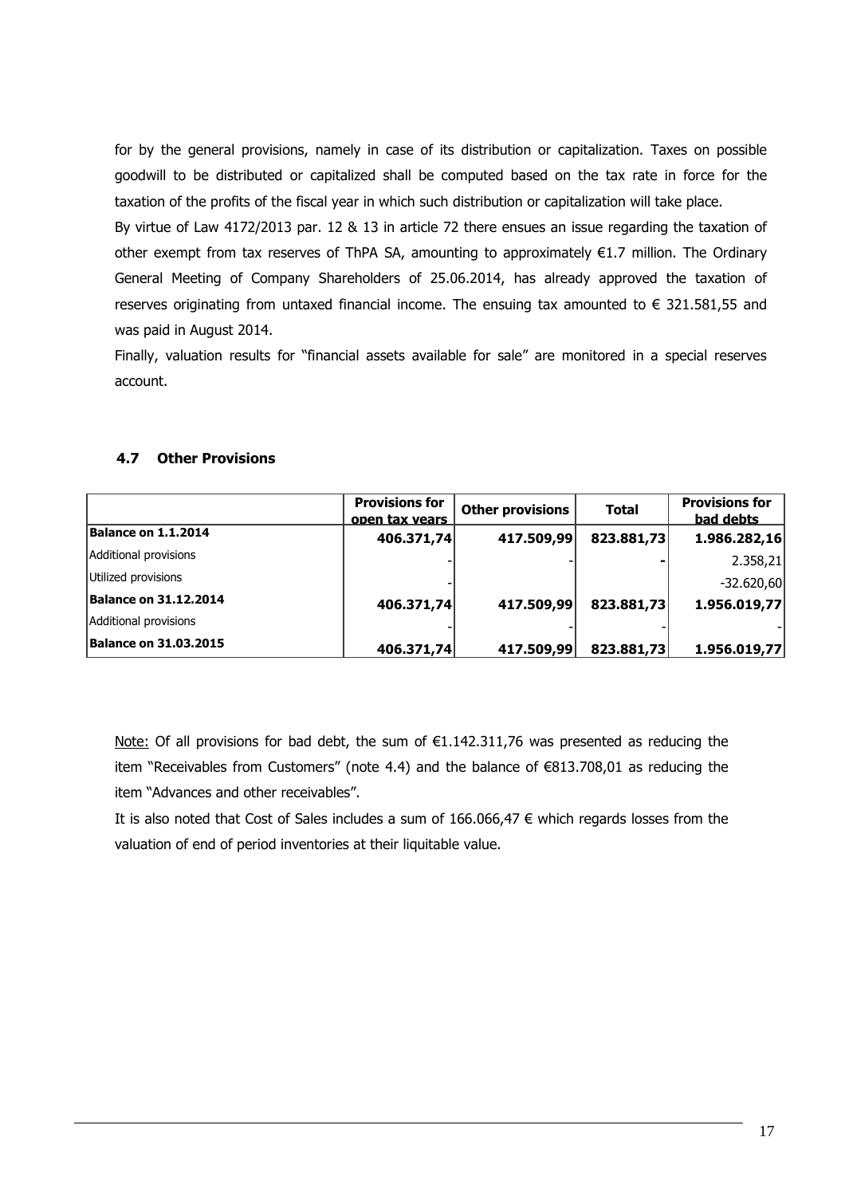for by the general provisions, namely in case of its distribution or capitalization. Taxes on possible goodwill to be distributed or capitalized shall be computed based on the tax rate in force for the taxation of the profits of the fiscal year in which such distribution or capitalization will take place.

By virtue of Law 4172/2013 par. 12 & 13 in article 72 there ensues an issue regarding the taxation of other exempt from tax reserves of ThPA SA, amounting to approximately €1.7 million. The Ordinary General Meeting of Company Shareholders of 25.06.2014, has already approved the taxation of reserves originating from untaxed financial income. The ensuing tax amounted to € 321.581,55 and was paid in August 2014.

Finally, valuation results for "financial assets available for sale" are monitored in a special reserves account.

### 4.7 Other Provisions

| | Provisions for open tax years | Other provisions | Total | Provisions for bad debts |
|---|---|---|---|---|
| **Balance on 1.1.2014** | **406.371,74** | **417.509,99** | **823.881,73** | **1.986.282,16** |
| Additional provisions | - | - | - | 2.358,21 |
| Utilized provisions | - | | | -32.620,60 |
| **Balance on 31.12.2014** | **406.371,74** | **417.509,99** | **823.881,73** | **1.956.019,77** |
| Additional provisions | - | - | - | - |
| **Balance on 31.03.2015** | **406.371,74** | **417.509,99** | **823.881,73** | **1.956.019,77** |

Note: Of all provisions for bad debt, the sum of €1.142.311,76 was presented as reducing the item "Receivables from Customers" (note 4.4) and the balance of €813.708,01 as reducing the item "Advances and other receivables".

It is also noted that Cost of Sales includes a sum of 166.066,47 € which regards losses from the valuation of end of period inventories at their liquitable value.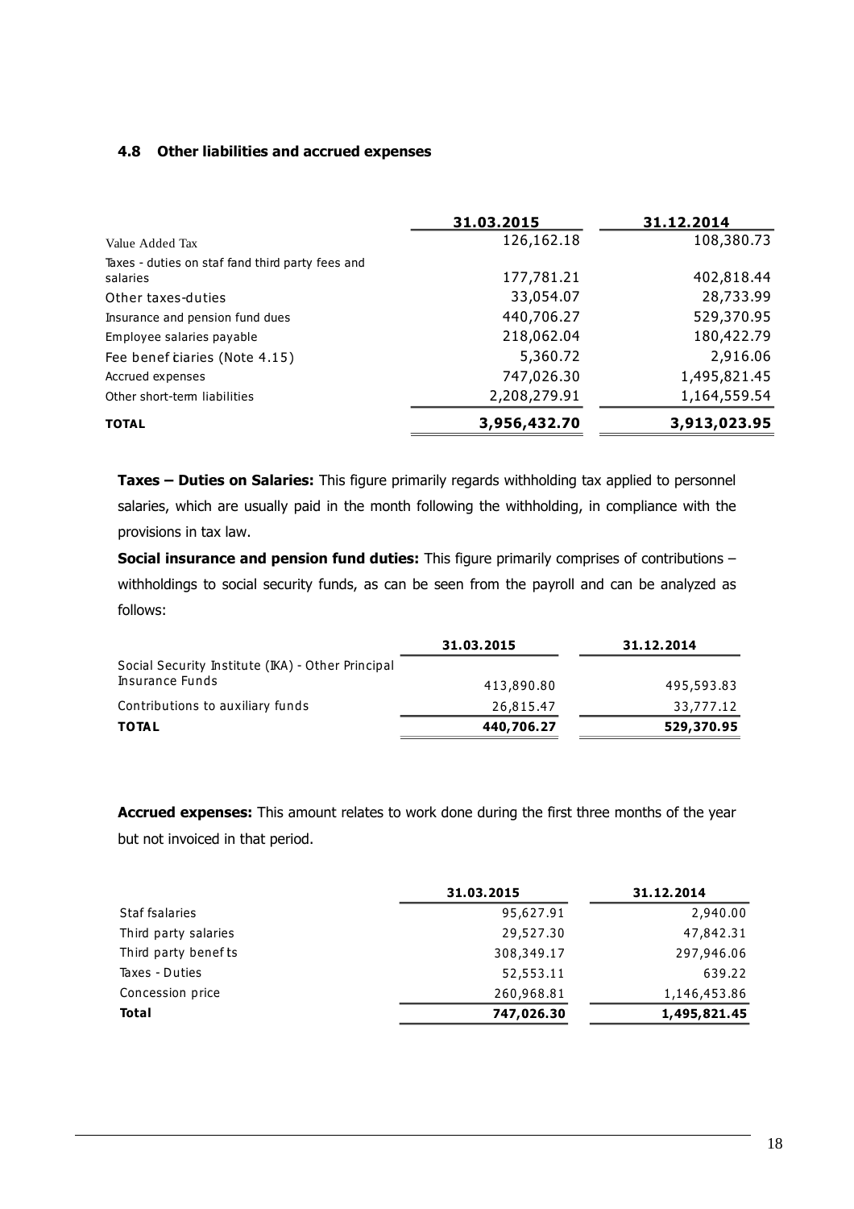### 4.8 Other liabilities and accrued expenses

| | 31.03.2015 | 31.12.2014 |
|---|---|---|
| Value Added Tax | 126,162.18 | 108,380.73 |
| Taxes - duties on staf fand third party fees and salaries | 177,781.21 | 402,818.44 |
| Other taxes-duties | 33,054.07 | 28,733.99 |
| Insurance and pension fund dues | 440,706.27 | 529,370.95 |
| Employee salaries payable | 218,062.04 | 180,422.79 |
| Fee benef ciaries (Note 4.15) | 5,360.72 | 2,916.06 |
| Accrued expenses | 747,026.30 | 1,495,821.45 |
| Other short-term liabilities | 2,208,279.91 | 1,164,559.54 |
| **TOTAL** | **3,956,432.70** | **3,913,023.95** |

**Taxes – Duties on Salaries:** This figure primarily regards withholding tax applied to personnel salaries, which are usually paid in the month following the withholding, in compliance with the provisions in tax law.

**Social insurance and pension fund duties:** This figure primarily comprises of contributions – withholdings to social security funds, as can be seen from the payroll and can be analyzed as follows:

| | 31.03.2015 | 31.12.2014 |
|---|---|---|
| Social Security Institute (IKA) - Other Principal Insurance Funds | 413,890.80 | 495,593.83 |
| Contributions to auxiliary funds | 26,815.47 | 33,777.12 |
| **TOTAL** | **440,706.27** | **529,370.95** |

**Accrued expenses:** This amount relates to work done during the first three months of the year but not invoiced in that period.

| | 31.03.2015 | 31.12.2014 |
|---|---|---|
| Staf fsalaries | 95,627.91 | 2,940.00 |
| Third party salaries | 29,527.30 | 47,842.31 |
| Third party benef ts | 308,349.17 | 297,946.06 |
| Taxes - Duties | 52,553.11 | 639.22 |
| Concession price | 260,968.81 | 1,146,453.86 |
| **Total** | **747,026.30** | **1,495,821.45** |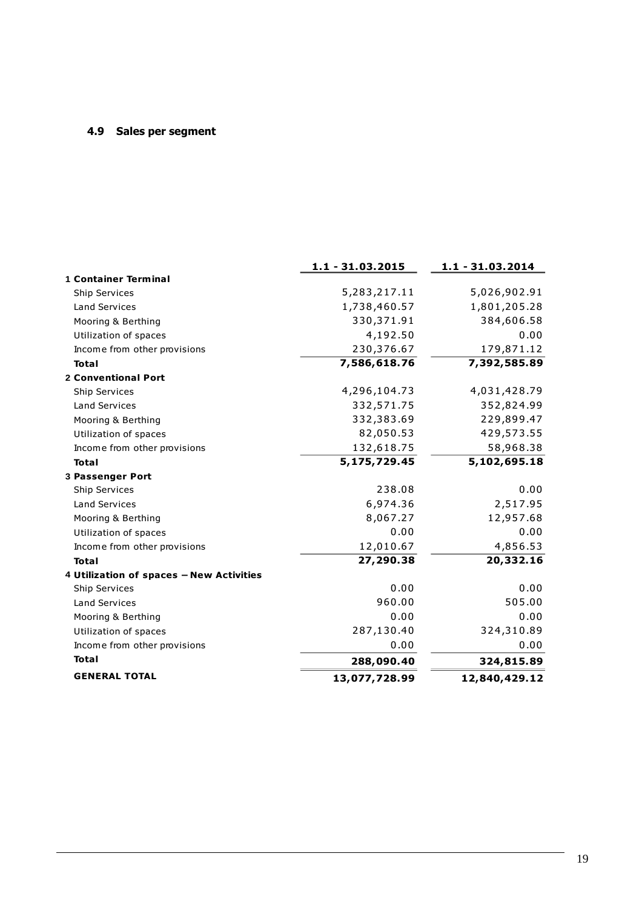### 4.9 Sales per segment

| | 1.1 - 31.03.2015 | 1.1 - 31.03.2014 |
|---|---|---|
| **1 Container Terminal** | | |
| Ship Services | 5,283,217.11 | 5,026,902.91 |
| Land Services | 1,738,460.57 | 1,801,205.28 |
| Mooring & Berthing | 330,371.91 | 384,606.58 |
| Utilization of spaces | 4,192.50 | 0.00 |
| Income from other provisions | 230,376.67 | 179,871.12 |
| **Total** | **7,586,618.76** | **7,392,585.89** |
| **2 Conventional Port** | | |
| Ship Services | 4,296,104.73 | 4,031,428.79 |
| Land Services | 332,571.75 | 352,824.99 |
| Mooring & Berthing | 332,383.69 | 229,899.47 |
| Utilization of spaces | 82,050.53 | 429,573.55 |
| Income from other provisions | 132,618.75 | 58,968.38 |
| **Total** | **5,175,729.45** | **5,102,695.18** |
| **3 Passenger Port** | | |
| Ship Services | 238.08 | 0.00 |
| Land Services | 6,974.36 | 2,517.95 |
| Mooring & Berthing | 8,067.27 | 12,957.68 |
| Utilization of spaces | 0.00 | 0.00 |
| Income from other provisions | 12,010.67 | 4,856.53 |
| **Total** | **27,290.38** | **20,332.16** |
| **4 Utilization of spaces – New Activities** | | |
| Ship Services | 0.00 | 0.00 |
| Land Services | 960.00 | 505.00 |
| Mooring & Berthing | 0.00 | 0.00 |
| Utilization of spaces | 287,130.40 | 324,310.89 |
| Income from other provisions | 0.00 | 0.00 |
| **Total** | **288,090.40** | **324,815.89** |
| **GENERAL TOTAL** | **13,077,728.99** | **12,840,429.12** |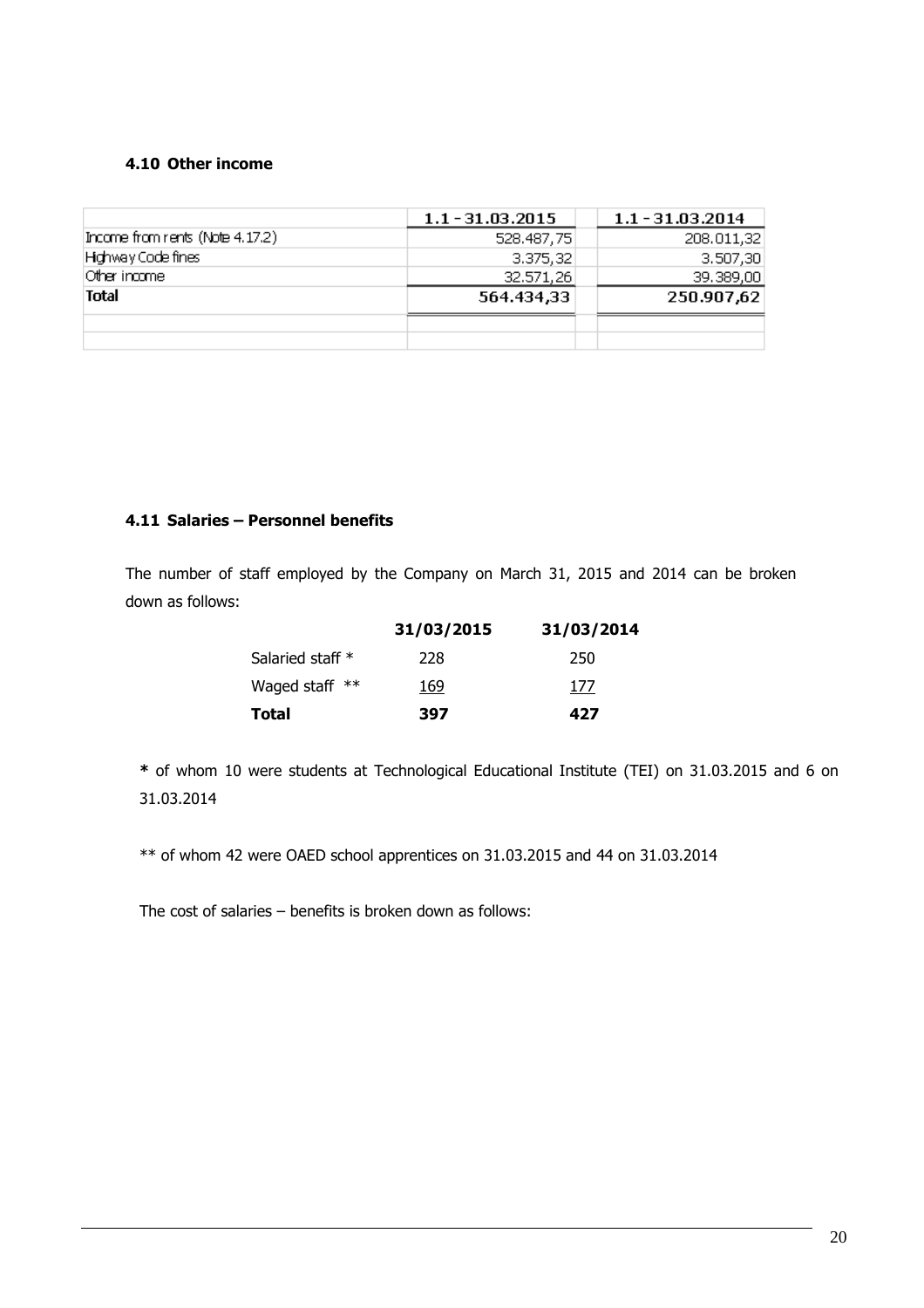#### 4.10 Other income

| | 1.1 - 31.03.2015 | 1.1 - 31.03.2014 |
|---|---|---|
| Income from rents (Note 4.17.2) | 528.487,75 | 208.011,32 |
| Highway Code fines | 3.375,32 | 3.507,30 |
| Other income | 32.571,26 | 39.389,00 |
| **Total** | **564.434,33** | **250.907,62** |

#### 4.11 Salaries – Personnel benefits

The number of staff employed by the Company on March 31, 2015 and 2014 can be broken down as follows:

| | **31/03/2015** | **31/03/2014** |
|---|---|---|
| Salaried staff * | 228 | 250 |
| Waged staff ** | 169 | 177 |
| **Total** | **397** | **427** |

**\*** of whom 10 were students at Technological Educational Institute (TEI) on 31.03.2015 and 6 on 31.03.2014

** of whom 42 were OAED school apprentices on 31.03.2015 and 44 on 31.03.2014

The cost of salaries – benefits is broken down as follows: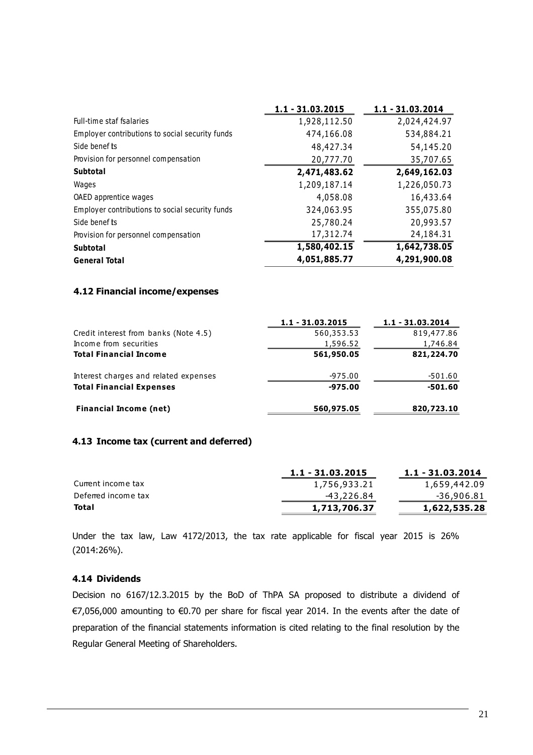| | 1.1 - 31.03.2015 | 1.1 - 31.03.2014 |
|---|---|---|
| Full-time staf fsalaries | 1,928,112.50 | 2,024,424.97 |
| Employer contributions to social security funds | 474,166.08 | 534,884.21 |
| Side benef ts | 48,427.34 | 54,145.20 |
| Provision for personnel compensation | 20,777.70 | 35,707.65 |
| **Subtotal** | **2,471,483.62** | **2,649,162.03** |
| Wages | 1,209,187.14 | 1,226,050.73 |
| OAED apprentice wages | 4,058.08 | 16,433.64 |
| Employer contributions to social security funds | 324,063.95 | 355,075.80 |
| Side benef ts | 25,780.24 | 20,993.57 |
| Provision for personnel compensation | 17,312.74 | 24,184.31 |
| **Subtotal** | **1,580,402.15** | **1,642,738.05** |
| **General Total** | **4,051,885.77** | **4,291,900.08** |

### 4.12 Financial income/expenses

| | 1.1 - 31.03.2015 | 1.1 - 31.03.2014 |
|---|---|---|
| Credit interest from banks (Note 4.5) | 560,353.53 | 819,477.86 |
| Income from securities | 1,596.52 | 1,746.84 |
| **Total Financial Income** | **561,950.05** | **821,224.70** |
| Interest charges and related expenses | -975.00 | -501.60 |
| **Total Financial Expenses** | **-975.00** | **-501.60** |
| **Financial Income (net)** | **560,975.05** | **820,723.10** |

### 4.13 Income tax (current and deferred)

| | 1.1 - 31.03.2015 | 1.1 - 31.03.2014 |
|---|---|---|
| Current income tax | 1,756,933.21 | 1,659,442.09 |
| Deferred income tax | -43,226.84 | -36,906.81 |
| **Total** | **1,713,706.37** | **1,622,535.28** |

Under the tax law, Law 4172/2013, the tax rate applicable for fiscal year 2015 is 26% (2014:26%).

### 4.14 Dividends

Decision no 6167/12.3.2015 by the BoD of ThPA SA proposed to distribute a dividend of €7,056,000 amounting to €0.70 per share for fiscal year 2014. In the events after the date of preparation of the financial statements information is cited relating to the final resolution by the Regular General Meeting of Shareholders.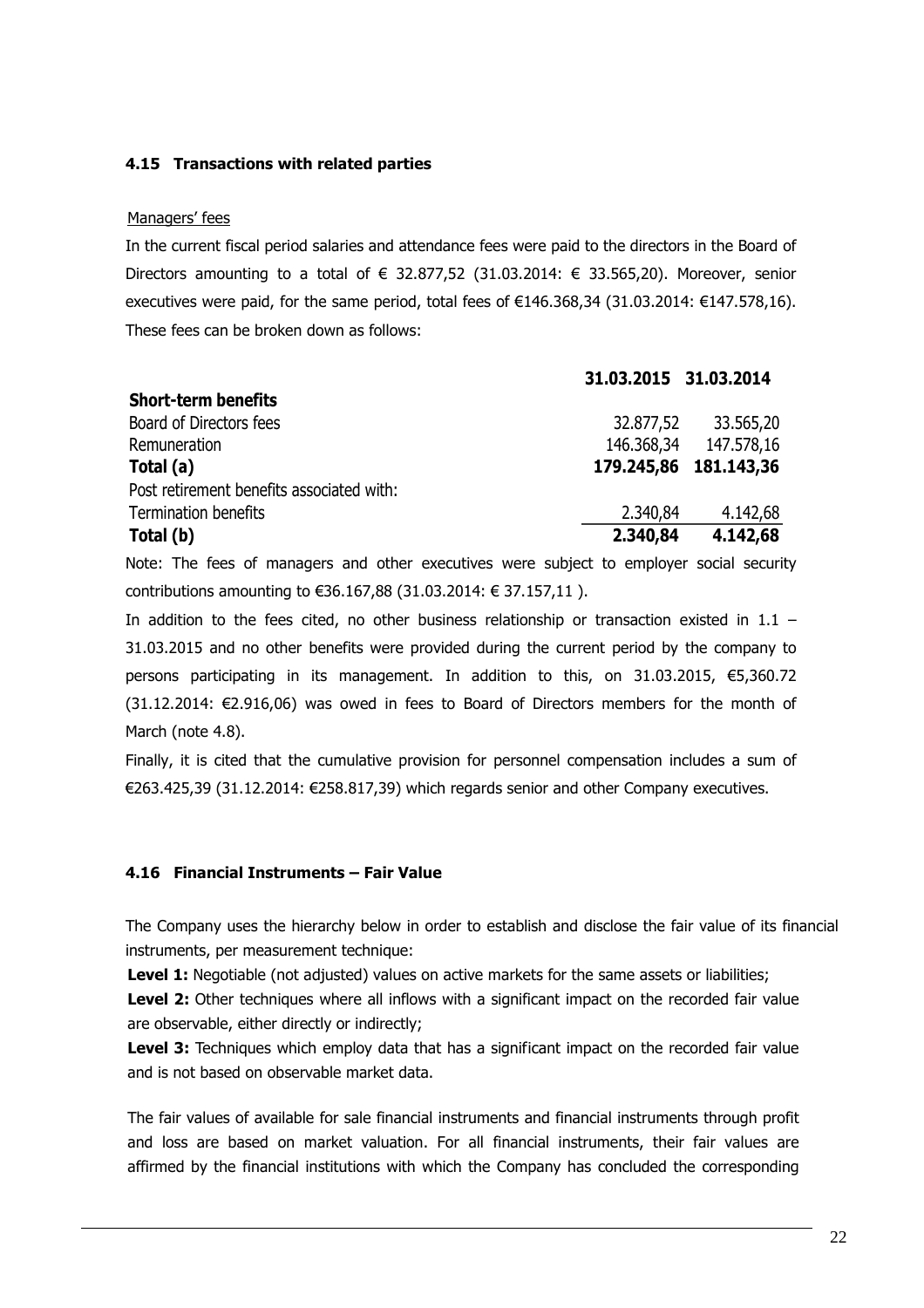### 4.15 Transactions with related parties

Managers' fees

In the current fiscal period salaries and attendance fees were paid to the directors in the Board of Directors amounting to a total of € 32.877,52 (31.03.2014: € 33.565,20). Moreover, senior executives were paid, for the same period, total fees of €146.368,34 (31.03.2014: €147.578,16). These fees can be broken down as follows:

| | 31.03.2015 | 31.03.2014 |
|---|---|---|
| **Short-term benefits** | | |
| Board of Directors fees | 32.877,52 | 33.565,20 |
| Remuneration | 146.368,34 | 147.578,16 |
| **Total (a)** | **179.245,86** | **181.143,36** |
| Post retirement benefits associated with: | | |
| Termination benefits | 2.340,84 | 4.142,68 |
| **Total (b)** | **2.340,84** | **4.142,68** |

Note: The fees of managers and other executives were subject to employer social security contributions amounting to €36.167,88 (31.03.2014: € 37.157,11 ).

In addition to the fees cited, no other business relationship or transaction existed in 1.1 – 31.03.2015 and no other benefits were provided during the current period by the company to persons participating in its management. In addition to this, on 31.03.2015, €5,360.72 (31.12.2014: €2.916,06) was owed in fees to Board of Directors members for the month of March (note 4.8).

Finally, it is cited that the cumulative provision for personnel compensation includes a sum of €263.425,39 (31.12.2014: €258.817,39) which regards senior and other Company executives.

### 4.16 Financial Instruments – Fair Value

The Company uses the hierarchy below in order to establish and disclose the fair value of its financial instruments, per measurement technique:

**Level 1:** Negotiable (not adjusted) values on active markets for the same assets or liabilities;

**Level 2:** Other techniques where all inflows with a significant impact on the recorded fair value are observable, either directly or indirectly;

**Level 3:** Techniques which employ data that has a significant impact on the recorded fair value and is not based on observable market data.

The fair values of available for sale financial instruments and financial instruments through profit and loss are based on market valuation. For all financial instruments, their fair values are affirmed by the financial institutions with which the Company has concluded the corresponding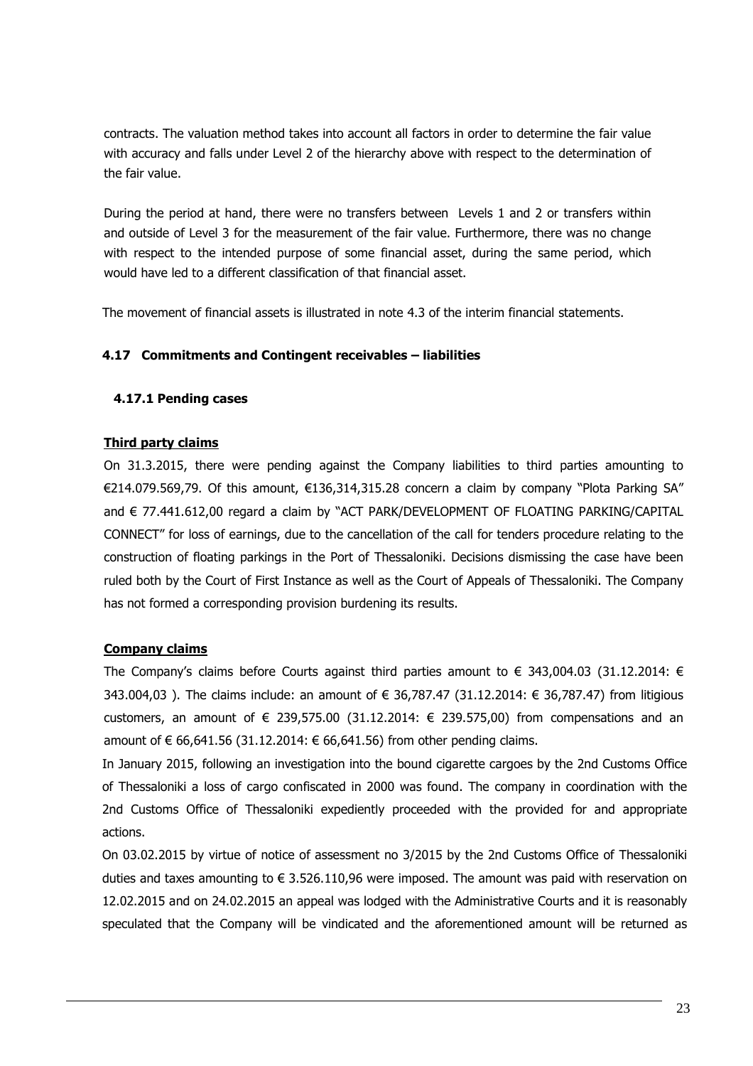contracts. The valuation method takes into account all factors in order to determine the fair value with accuracy and falls under Level 2 of the hierarchy above with respect to the determination of the fair value.

During the period at hand, there were no transfers between Levels 1 and 2 or transfers within and outside of Level 3 for the measurement of the fair value. Furthermore, there was no change with respect to the intended purpose of some financial asset, during the same period, which would have led to a different classification of that financial asset.

The movement of financial assets is illustrated in note 4.3 of the interim financial statements.

### 4.17 Commitments and Contingent receivables – liabilities

#### 4.17.1 Pending cases

**Third party claims**

On 31.3.2015, there were pending against the Company liabilities to third parties amounting to €214.079.569,79. Of this amount, €136,314,315.28 concern a claim by company "Plota Parking SA" and € 77.441.612,00 regard a claim by "ACT PARK/DEVELOPMENT OF FLOATING PARKING/CAPITAL CONNECT" for loss of earnings, due to the cancellation of the call for tenders procedure relating to the construction of floating parkings in the Port of Thessaloniki. Decisions dismissing the case have been ruled both by the Court of First Instance as well as the Court of Appeals of Thessaloniki. The Company has not formed a corresponding provision burdening its results.

**Company claims**

The Company's claims before Courts against third parties amount to € 343,004.03 (31.12.2014: € 343.004,03 ). The claims include: an amount of € 36,787.47 (31.12.2014: € 36,787.47) from litigious customers, an amount of € 239,575.00 (31.12.2014: € 239.575,00) from compensations and an amount of € 66,641.56 (31.12.2014: € 66,641.56) from other pending claims.

In January 2015, following an investigation into the bound cigarette cargoes by the 2nd Customs Office of Thessaloniki a loss of cargo confiscated in 2000 was found. The company in coordination with the 2nd Customs Office of Thessaloniki expediently proceeded with the provided for and appropriate actions.

On 03.02.2015 by virtue of notice of assessment no 3/2015 by the 2nd Customs Office of Thessaloniki duties and taxes amounting to € 3.526.110,96 were imposed. The amount was paid with reservation on 12.02.2015 and on 24.02.2015 an appeal was lodged with the Administrative Courts and it is reasonably speculated that the Company will be vindicated and the aforementioned amount will be returned as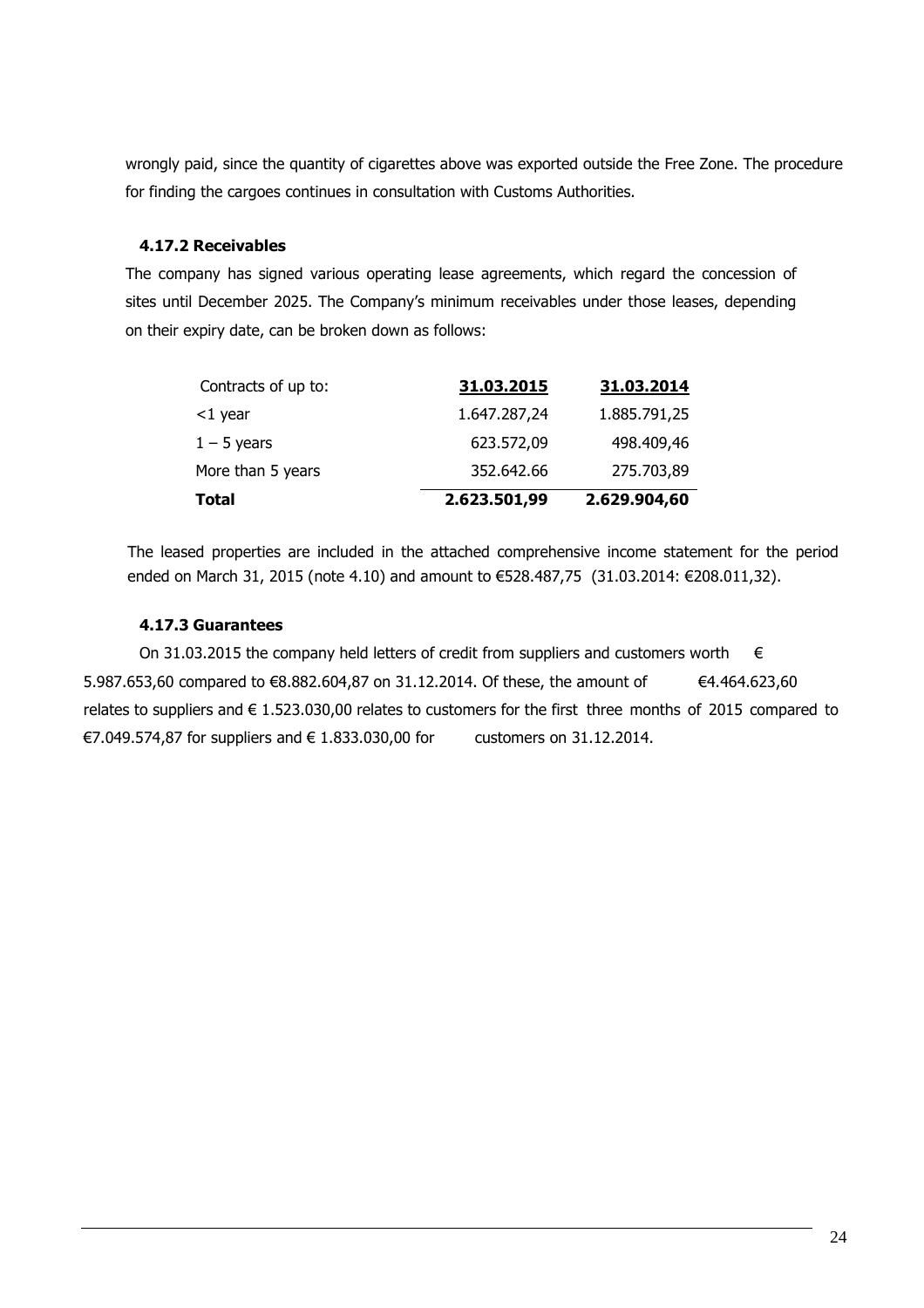wrongly paid, since the quantity of cigarettes above was exported outside the Free Zone. The procedure for finding the cargoes continues in consultation with Customs Authorities.

### 4.17.2 Receivables

The company has signed various operating lease agreements, which regard the concession of sites until December 2025. The Company's minimum receivables under those leases, depending on their expiry date, can be broken down as follows:

| Contracts of up to: | 31.03.2015 | 31.03.2014 |
|---|---|---|
| <1 year | 1.647.287,24 | 1.885.791,25 |
| 1 – 5 years | 623.572,09 | 498.409,46 |
| More than 5 years | 352.642.66 | 275.703,89 |
| **Total** | **2.623.501,99** | **2.629.904,60** |

The leased properties are included in the attached comprehensive income statement for the period ended on March 31, 2015 (note 4.10) and amount to €528.487,75 (31.03.2014: €208.011,32).

### 4.17.3 Guarantees

On 31.03.2015 the company held letters of credit from suppliers and customers worth € 5.987.653,60 compared to €8.882.604,87 on 31.12.2014. Of these, the amount of €4.464.623,60 relates to suppliers and € 1.523.030,00 relates to customers for the first three months of 2015 compared to €7.049.574,87 for suppliers and € 1.833.030,00 for customers on 31.12.2014.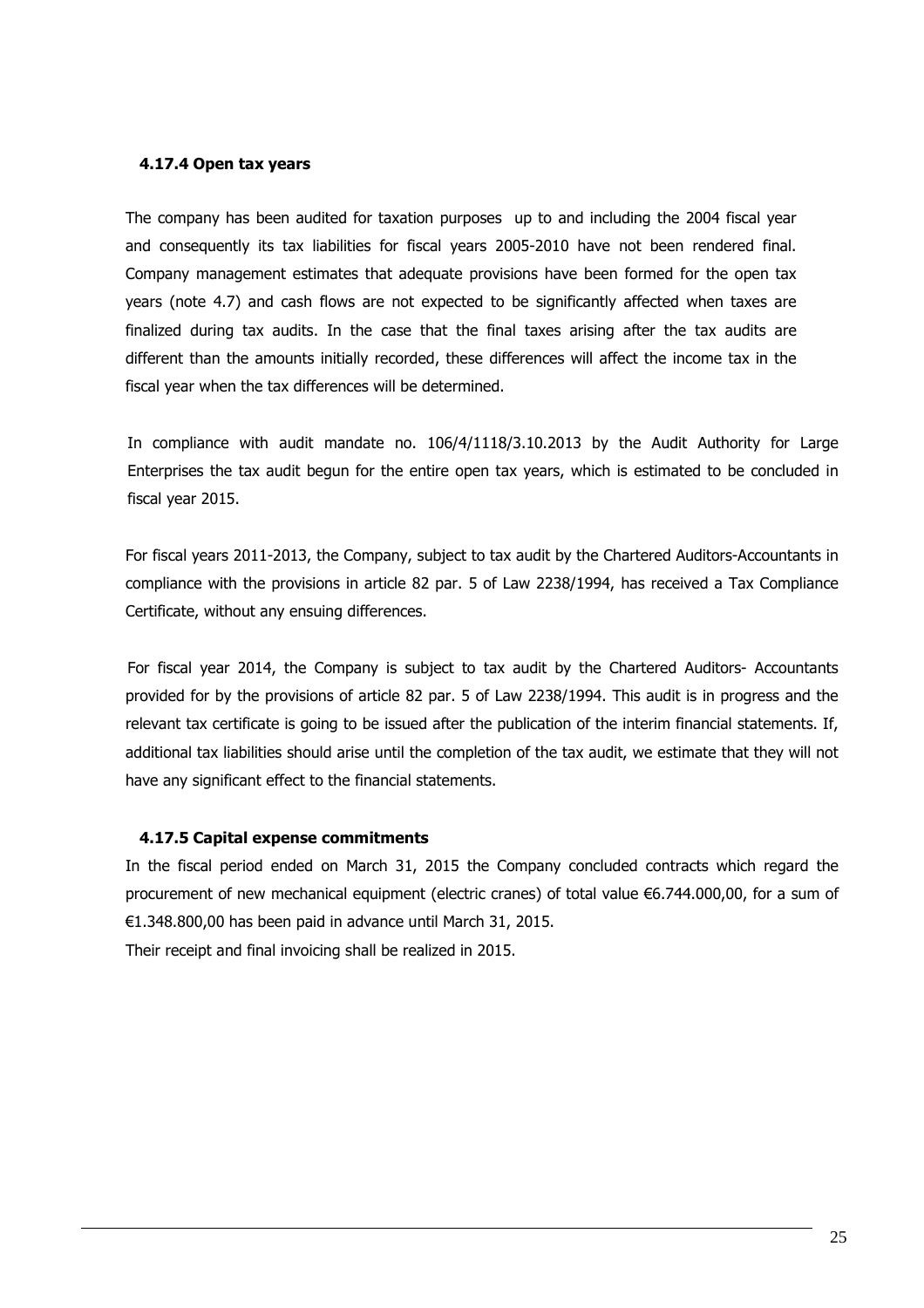#### 4.17.4 Open tax years

The company has been audited for taxation purposes up to and including the 2004 fiscal year and consequently its tax liabilities for fiscal years 2005-2010 have not been rendered final. Company management estimates that adequate provisions have been formed for the open tax years (note 4.7) and cash flows are not expected to be significantly affected when taxes are finalized during tax audits. In the case that the final taxes arising after the tax audits are different than the amounts initially recorded, these differences will affect the income tax in the fiscal year when the tax differences will be determined.

In compliance with audit mandate no. 106/4/1118/3.10.2013 by the Audit Authority for Large Enterprises the tax audit begun for the entire open tax years, which is estimated to be concluded in fiscal year 2015.

For fiscal years 2011-2013, the Company, subject to tax audit by the Chartered Auditors-Accountants in compliance with the provisions in article 82 par. 5 of Law 2238/1994, has received a Tax Compliance Certificate, without any ensuing differences.

For fiscal year 2014, the Company is subject to tax audit by the Chartered Auditors- Accountants provided for by the provisions of article 82 par. 5 of Law 2238/1994. This audit is in progress and the relevant tax certificate is going to be issued after the publication of the interim financial statements. If, additional tax liabilities should arise until the completion of the tax audit, we estimate that they will not have any significant effect to the financial statements.

#### 4.17.5 Capital expense commitments

In the fiscal period ended on March 31, 2015 the Company concluded contracts which regard the procurement of new mechanical equipment (electric cranes) of total value €6.744.000,00, for a sum of €1.348.800,00 has been paid in advance until March 31, 2015.

Their receipt and final invoicing shall be realized in 2015.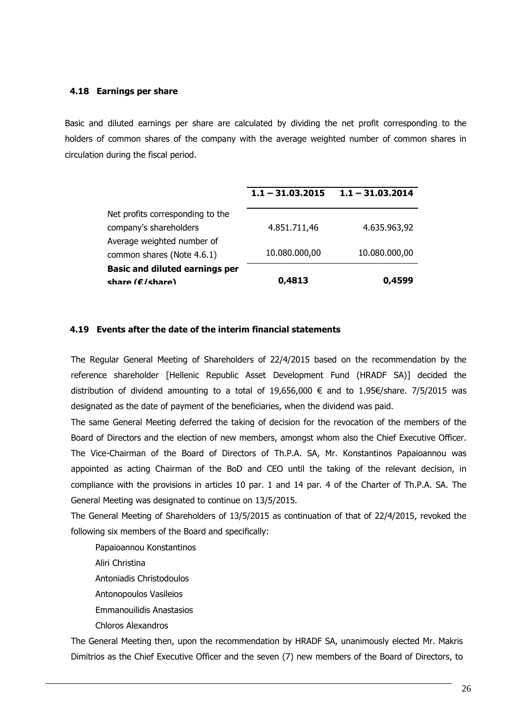### 4.18 Earnings per share

Basic and diluted earnings per share are calculated by dividing the net profit corresponding to the holders of common shares of the company with the average weighted number of common shares in circulation during the fiscal period.

| | 1.1 – 31.03.2015 | 1.1 – 31.03.2014 |
|---|---|---|
| Net profits corresponding to the company's shareholders | 4.851.711,46 | 4.635.963,92 |
| Average weighted number of common shares (Note 4.6.1) | 10.080.000,00 | 10.080.000,00 |
| **Basic and diluted earnings per share (€/share)** | **0,4813** | **0,4599** |

### 4.19 Events after the date of the interim financial statements

The Regular General Meeting of Shareholders of 22/4/2015 based on the recommendation by the reference shareholder [Hellenic Republic Asset Development Fund (HRADF SA)] decided the distribution of dividend amounting to a total of 19,656,000 € and to 1.95€/share. 7/5/2015 was designated as the date of payment of the beneficiaries, when the dividend was paid.

The same General Meeting deferred the taking of decision for the revocation of the members of the Board of Directors and the election of new members, amongst whom also the Chief Executive Officer. The Vice-Chairman of the Board of Directors of Th.P.A. SA, Mr. Konstantinos Papaioannou was appointed as acting Chairman of the BoD and CEO until the taking of the relevant decision, in compliance with the provisions in articles 10 par. 1 and 14 par. 4 of the Charter of Th.P.A. SA. The General Meeting was designated to continue on 13/5/2015.

The General Meeting of Shareholders of 13/5/2015 as continuation of that of 22/4/2015, revoked the following six members of the Board and specifically:

- Papaioannou Konstantinos
- Aliri Christina
- Antoniadis Christodoulos
- Antonopoulos Vasileios
- Emmanouilidis Anastasios
- Chloros Alexandros

The General Meeting then, upon the recommendation by HRADF SA, unanimously elected Mr. Makris Dimitrios as the Chief Executive Officer and the seven (7) new members of the Board of Directors, to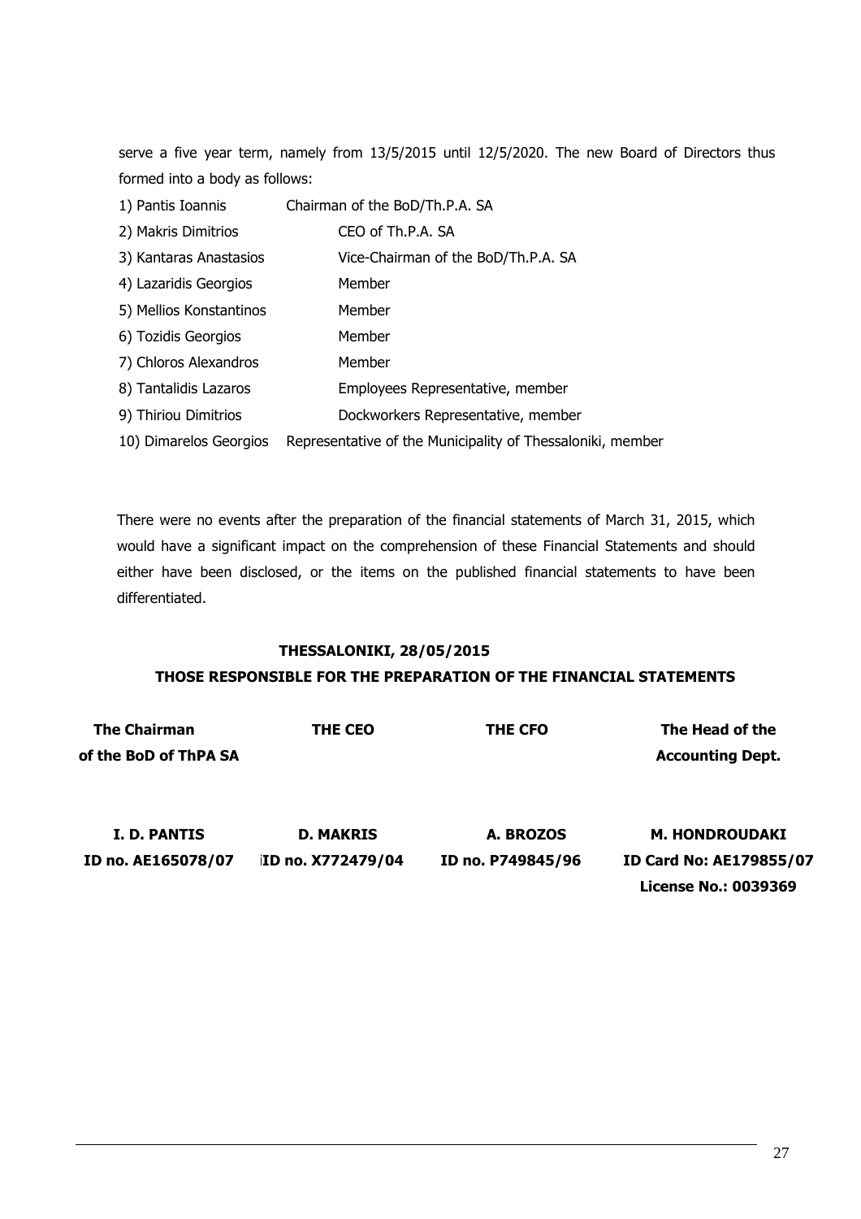serve a five year term, namely from 13/5/2015 until 12/5/2020. The new Board of Directors thus formed into a body as follows:

1) Pantis Ioannis — Chairman of the BoD/Th.P.A. SA
2) Makris Dimitrios — CEO of Th.P.A. SA
3) Kantaras Anastasios — Vice-Chairman of the BoD/Th.P.A. SA
4) Lazaridis Georgios — Member
5) Mellios Konstantinos — Member
6) Tozidis Georgios — Member
7) Chloros Alexandros — Member
8) Tantalidis Lazaros — Employees Representative, member
9) Thiriou Dimitrios — Dockworkers Representative, member
10) Dimarelos Georgios — Representative of the Municipality of Thessaloniki, member

There were no events after the preparation of the financial statements of March 31, 2015, which would have a significant impact on the comprehension of these Financial Statements and should either have been disclosed, or the items on the published financial statements to have been differentiated.

**THESSALONIKI, 28/05/2015**

**THOSE RESPONSIBLE FOR THE PREPARATION OF THE FINANCIAL STATEMENTS**

| The Chairman of the BoD of ThPA SA | THE CEO | THE CFO | The Head of the Accounting Dept. |
|---|---|---|---|
| **I. D. PANTIS** | **D. MAKRIS** | **A. BROZOS** | **M. HONDROUDAKI** |
| **ID no. AE165078/07** | **ID no. X772479/04** | **ID no. P749845/96** | **ID Card No: AE179855/07** |
| | | | **License No.: 0039369** |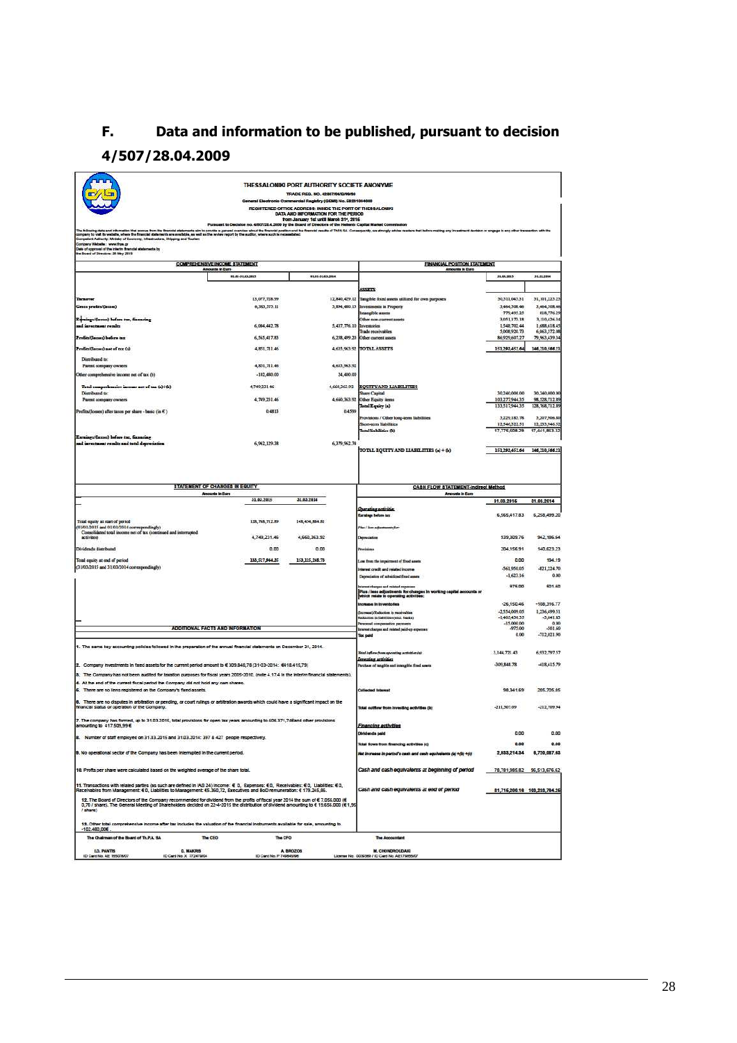# F. Data and information to be published, pursuant to decision 4/507/28.04.2009

**THESSALONIKI PORT AUTHORITY SOCIETE ANONYME**

TRADE REG. NO. 42807/06/B/99/30

General Electronic Commercial Registry (GEMI) No. 58231004000

REGISTERED OFFICE ADDRESS: INSIDE THE PORT OF THESSALONIKI

DATA AND INFORMATION FOR THE PERIOD

from January 1st until March 31st, 2015

Pursuant to Decision no. 4/507/28.4.2009 by the Board of Directors of the Hellenic Capital Market Commission

The following data and information that accrue from the financial statements aim to provide a general overview about the financial position and the financial results of ThPA SA. Consequently, we strongly advise readers that before making any investment decision or engage in any other transaction with the company to visit its website, where the financial statements are available, as well as the review report by the auditor, whenever such is necessitated.

Competent Authority: Ministry of Economy, Infrastructure, Shipping and Tourism

Company Website: www.thpa.gr

Date of approval of the interim financial statements by the Board of Directors: 28 May 2015

**COMPREHENSIVE INCOME STATEMENT**

Amounts in Euro

| | 01.01-31.03.2015 | 01.01-31.03.2014 |
|---|---|---|
| Turnover | 13,077,728.59 | 12,840,429.12 |
| Gross profits/(losses) | 6,383,373.11 | 3,894,480.13 |
| Earnings/(losses) before tax, financing and investment results | 6,084,442.78 | 5,437,776.10 |
| Profits/(losses) before tax | 6,565,417.83 | 6,238,499.20 |
| Profits/(losses) net of tax (a) | 4,851,711.46 | 4,635,963.92 |
| Distributed to: | | |
| Parent company owners | 4,851,711.46 | 4,635,963.92 |
| Other comprehensive income net of tax (b) | -102,480.00 | 24,400.00 |
| Total comprehensive income net of tax (a)+(b) | 4,749,231.46 | 4,660,363.92 |
| Distributed to: | | |
| Parent company owners | 4,749,231.46 | 4,660,363.92 |
| Profits/(losses) after taxes per share - basic (in €) | 0.4813 | 0.4599 |
| Earnings/(losses) before tax, financing and investment results and total depreciation | 6,942,129.38 | 6,379,962.74 |

**FINANCIAL POSITION STATEMENT**

Amounts in Euro

| | 31.03.2015 | 31.12.2014 |
|---|---|---|
| ASSETS | | |
| Tangible fixed assets utilized for own purposes | 30,311,043.31 | 31,191,223.23 |
| Investments in Property | 3,464,308.46 | 3,464,308.46 |
| Intangible assets | 779,495.25 | 818,776.29 |
| Other non-current assets | 3,051,173.18 | 3,110,126.14 |
| Inventories | 1,548,702.44 | 1,688,618.45 |
| Trade receivables | 5,008,920.73 | 6,063,372.98 |
| Other current assets | 86,929,607.27 | 79,963,439.34 |
| TOTAL ASSETS | 153,293,452.64 | 146,310,566.21 |
| EQUITY AND LIABILITIES | | |
| Share Capital | 30,240,000.00 | 30,240,000.00 |
| Other Equity items | 103,277,944.35 | 98,528,712.89 |
| Total Equity (a) | 133,517,944.35 | 128,768,712.89 |
| Provisions / Other long-term liabilities | 3,229,185.78 | 3,207,906.80 |
| Short-term liabilities | 12,546,322.51 | 12,233,946.52 |
| Total liabilities (b) | 17,775,508.29 | 17,441,853.32 |
| TOTAL EQUITY AND LIABILITIES (a) + (b) | 153,293,452.64 | 146,310,566.21 |

**STATEMENT OF CHANGES IN EQUITY**

Amounts in Euro

| | 31.03.2015 | 31.03.2014 |
|---|---|---|
| Total equity at start of period (01/01/2015 and 01/01/2014 correspondingly) | 128,768,712.89 | 148,454,884.81 |
| Consolidated total income net of tax (continued and interrupted activities) | 4,749,231.46 | 4,660,363.92 |
| Dividends distributed | 0.00 | 0.00 |
| Total equity at end of period (31/03/2015 and 31/03/2014 correspondingly) | 133,517,944.35 | 153,115,248.73 |

**CASH FLOW STATEMENT-Indirect Method**

Amounts in Euro

| | 31.03.2015 | 31.03.2014 |
|---|---|---|
| *Operating activities* | | |
| Earnings before tax | 6,565,417.83 | 6,258,499.20 |
| *Plus / less adjustments for:* | | |
| Depreciation | 539,309.76 | 942,186.64 |
| Provisions | 204,156.91 | 140,623.23 |
| Loss from the impairment of fixed assets | 0.00 | 194.19 |
| Interest credit and related income | -561,950.05 | -821,224.70 |
| Depreciation of subsidized fixed assets | -1,623.16 | 0.00 |
| Interest charges and related expenses | 975.00 | 601.60 |
| Plus / less adjustments for changes in working capital accounts or which relate to operating activities: | | |
| Increase in inventories | -26,150.46 | -108,316.77 |
| (Increase)/Reduction in receivables | -2,554,009.05 | 1,236,499.51 |
| Reduction in liabilities(excl. banks) | -1,405,436.35 | -3,643.85 |
| Personnel compensation payments | -15,000.00 | 0.00 |
| Interest charges and related paid-up expenses | -975.00 | -201.60 |
| Tax paid | 0.00 | -712,021.90 |
| *Total inflow from operating activities (a)* | 3,144,721.43 | 6,932,797.57 |
| *Investing activities* | | |
| Purchase of tangible and intangible fixed assets | -309,848.78 | -418,415.79 |
| Collected interest | 98,341.69 | 205,705.85 |
| Total outflow from investing activities (b) | -211,507.09 | -212,709.94 |
| *Financing activities* | | |
| Dividends paid | 0.00 | 0.00 |
| Total flows from financing activities (c) | 0.00 | 0.00 |
| Net increase in period's cash and cash equivalents (a) +(b) +(c) | 2,933,214.34 | 6,720,087.63 |
| Cash and cash equivalents at beginning of period | 78,781,985.82 | 96,513,676.62 |
| Cash and cash equivalents at end of period | 81,715,200.16 | 103,233,764.25 |

**ADDITIONAL FACTS AND INFORMATION**

1. The same key accounting policies followed in the preparation of the annual financial statements on December 31, 2014.
2. Company investments in fixed assets for the current period amount to € 309,848.78 (31-03-2014: €418,415.79)
3. The Company has not been audited for taxation purposes for fiscal years 2005-2010. (note 4.17.4 in the interim financial statements).
4. At the end of the current fiscal period the Company did not hold any own shares.
5. There are no liens registered on the Company's fixed assets.
6. There are no disputes in arbitration or pending, or court rulings or arbitration awards which could have a significant impact on the financial status or operation of the Company.
7. The company has formed, up to 31.03.2015, total provisions for open tax years amounting to 406.371,74 and other provisions amounting to 417.509,99 €
8. Number of staff employed on 31.03.2015 and 31.03.2014: 397 & 427 people respectively.
9. No operational sector of the Company has been interrupted in the current period.
10. Profits per share were calculated based on the weighted average of the share total.
11. Transactions with related parties (as such are defined in IAS 24) income: € 0, Expenses: € 0, Receivables: € 0, Liabilities: € 0, Receivables from Management: € 0, Liabilities to Management: €5.360,72, Executives and BoD remuneration: € 179.245,86.
12. The Board of Directors of the Company recommended for dividend from the profits of fiscal year 2014 the sum of € 7.056.000 (€ 0,70 / share). The General Meeting of Shareholders decided on 22-4-2015 the distribution of dividend amounting to € 15.656.000 (€ 1,55 / share)
13. Other total comprehensive income after tax includes the valuation of the financial instruments available for sale, amounting to -102.480,00€.

| The Chairman of the Board of Th.P.A. SA | The CEO | The CFO | The Accountant |
|---|---|---|---|
| I.D. PANTIS | D. MAKRIS | A. BROZOS | M. CHONDROUDAKI |
| ID Card No. AE 165076/07 | ID Card No. X 172479/04 | ID Card No. P 749540/96 | License No. 0039369 / ID Card No. AE179855/07 |